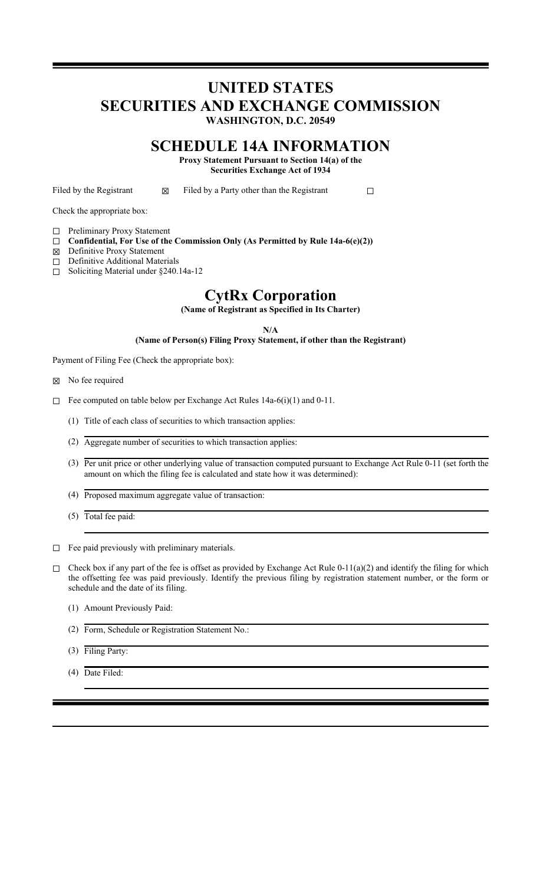# UNITED STATES
# SECURITIES AND EXCHANGE COMMISSION
**WASHINGTON, D.C. 20549**

## SCHEDULE 14A INFORMATION

**Proxy Statement Pursuant to Section 14(a) of the Securities Exchange Act of 1934**

Filed by the Registrant ☒ Filed by a Party other than the Registrant ☐

Check the appropriate box:

☐ Preliminary Proxy Statement
☐ **Confidential, For Use of the Commission Only (As Permitted by Rule 14a-6(e)(2))**
☒ Definitive Proxy Statement
☐ Definitive Additional Materials
☐ Soliciting Material under §240.14a-12

## CytRx Corporation

**(Name of Registrant as Specified in Its Charter)**

**N/A**

**(Name of Person(s) Filing Proxy Statement, if other than the Registrant)**

Payment of Filing Fee (Check the appropriate box):

☒ No fee required

☐ Fee computed on table below per Exchange Act Rules 14a-6(i)(1) and 0-11.

(1) Title of each class of securities to which transaction applies:

(2) Aggregate number of securities to which transaction applies:

(3) Per unit price or other underlying value of transaction computed pursuant to Exchange Act Rule 0-11 (set forth the amount on which the filing fee is calculated and state how it was determined):

(4) Proposed maximum aggregate value of transaction:

(5) Total fee paid:

☐ Fee paid previously with preliminary materials.

☐ Check box if any part of the fee is offset as provided by Exchange Act Rule 0-11(a)(2) and identify the filing for which the offsetting fee was paid previously. Identify the previous filing by registration statement number, or the form or schedule and the date of its filing.

(1) Amount Previously Paid:

(2) Form, Schedule or Registration Statement No.:

(3) Filing Party:

(4) Date Filed: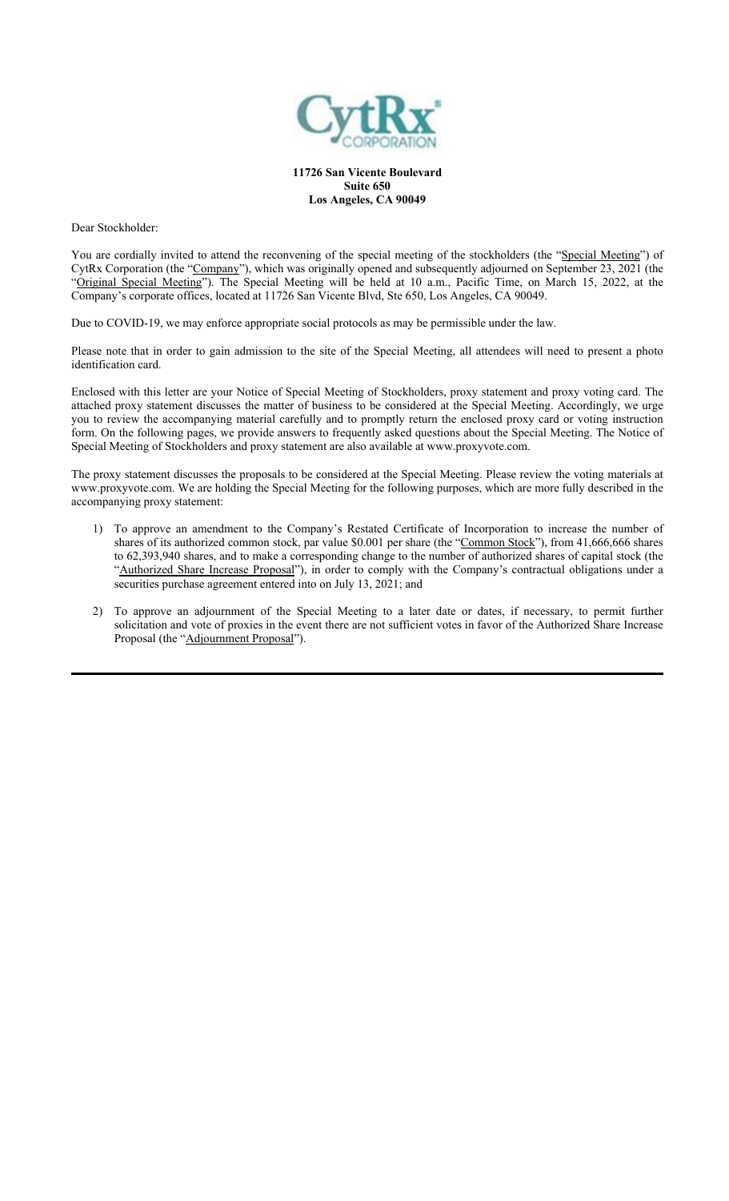**11726 San Vicente Boulevard**
**Suite 650**
**Los Angeles, CA 90049**

Dear Stockholder:

You are cordially invited to attend the reconvening of the special meeting of the stockholders (the "Special Meeting") of CytRx Corporation (the "Company"), which was originally opened and subsequently adjourned on September 23, 2021 (the "Original Special Meeting"). The Special Meeting will be held at 10 a.m., Pacific Time, on March 15, 2022, at the Company's corporate offices, located at 11726 San Vicente Blvd, Ste 650, Los Angeles, CA 90049.

Due to COVID-19, we may enforce appropriate social protocols as may be permissible under the law.

Please note that in order to gain admission to the site of the Special Meeting, all attendees will need to present a photo identification card.

Enclosed with this letter are your Notice of Special Meeting of Stockholders, proxy statement and proxy voting card. The attached proxy statement discusses the matter of business to be considered at the Special Meeting. Accordingly, we urge you to review the accompanying material carefully and to promptly return the enclosed proxy card or voting instruction form. On the following pages, we provide answers to frequently asked questions about the Special Meeting. The Notice of Special Meeting of Stockholders and proxy statement are also available at www.proxyvote.com.

The proxy statement discusses the proposals to be considered at the Special Meeting. Please review the voting materials at www.proxyvote.com. We are holding the Special Meeting for the following purposes, which are more fully described in the accompanying proxy statement:

1) To approve an amendment to the Company's Restated Certificate of Incorporation to increase the number of shares of its authorized common stock, par value $0.001 per share (the "Common Stock"), from 41,666,666 shares to 62,393,940 shares, and to make a corresponding change to the number of authorized shares of capital stock (the "Authorized Share Increase Proposal"), in order to comply with the Company's contractual obligations under a securities purchase agreement entered into on July 13, 2021; and

2) To approve an adjournment of the Special Meeting to a later date or dates, if necessary, to permit further solicitation and vote of proxies in the event there are not sufficient votes in favor of the Authorized Share Increase Proposal (the "Adjournment Proposal").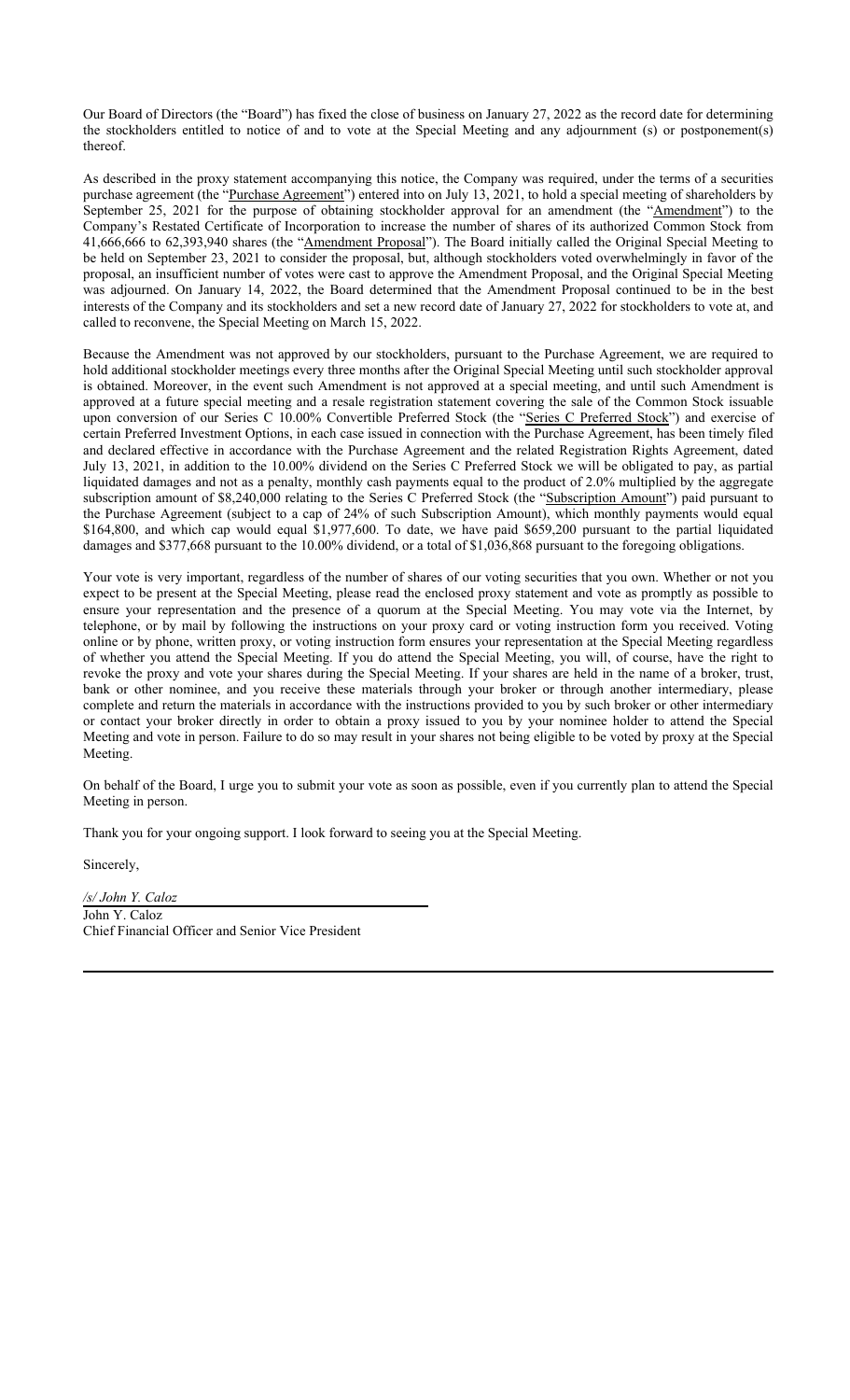Our Board of Directors (the "Board") has fixed the close of business on January 27, 2022 as the record date for determining the stockholders entitled to notice of and to vote at the Special Meeting and any adjournment (s) or postponement(s) thereof.

As described in the proxy statement accompanying this notice, the Company was required, under the terms of a securities purchase agreement (the "Purchase Agreement") entered into on July 13, 2021, to hold a special meeting of shareholders by September 25, 2021 for the purpose of obtaining stockholder approval for an amendment (the "Amendment") to the Company's Restated Certificate of Incorporation to increase the number of shares of its authorized Common Stock from 41,666,666 to 62,393,940 shares (the "Amendment Proposal"). The Board initially called the Original Special Meeting to be held on September 23, 2021 to consider the proposal, but, although stockholders voted overwhelmingly in favor of the proposal, an insufficient number of votes were cast to approve the Amendment Proposal, and the Original Special Meeting was adjourned. On January 14, 2022, the Board determined that the Amendment Proposal continued to be in the best interests of the Company and its stockholders and set a new record date of January 27, 2022 for stockholders to vote at, and called to reconvene, the Special Meeting on March 15, 2022.

Because the Amendment was not approved by our stockholders, pursuant to the Purchase Agreement, we are required to hold additional stockholder meetings every three months after the Original Special Meeting until such stockholder approval is obtained. Moreover, in the event such Amendment is not approved at a special meeting, and until such Amendment is approved at a future special meeting and a resale registration statement covering the sale of the Common Stock issuable upon conversion of our Series C 10.00% Convertible Preferred Stock (the "Series C Preferred Stock") and exercise of certain Preferred Investment Options, in each case issued in connection with the Purchase Agreement, has been timely filed and declared effective in accordance with the Purchase Agreement and the related Registration Rights Agreement, dated July 13, 2021, in addition to the 10.00% dividend on the Series C Preferred Stock we will be obligated to pay, as partial liquidated damages and not as a penalty, monthly cash payments equal to the product of 2.0% multiplied by the aggregate subscription amount of $8,240,000 relating to the Series C Preferred Stock (the "Subscription Amount") paid pursuant to the Purchase Agreement (subject to a cap of 24% of such Subscription Amount), which monthly payments would equal $164,800, and which cap would equal $1,977,600. To date, we have paid $659,200 pursuant to the partial liquidated damages and $377,668 pursuant to the 10.00% dividend, or a total of $1,036,868 pursuant to the foregoing obligations.

Your vote is very important, regardless of the number of shares of our voting securities that you own. Whether or not you expect to be present at the Special Meeting, please read the enclosed proxy statement and vote as promptly as possible to ensure your representation and the presence of a quorum at the Special Meeting. You may vote via the Internet, by telephone, or by mail by following the instructions on your proxy card or voting instruction form you received. Voting online or by phone, written proxy, or voting instruction form ensures your representation at the Special Meeting regardless of whether you attend the Special Meeting. If you do attend the Special Meeting, you will, of course, have the right to revoke the proxy and vote your shares during the Special Meeting. If your shares are held in the name of a broker, trust, bank or other nominee, and you receive these materials through your broker or through another intermediary, please complete and return the materials in accordance with the instructions provided to you by such broker or other intermediary or contact your broker directly in order to obtain a proxy issued to you by your nominee holder to attend the Special Meeting and vote in person. Failure to do so may result in your shares not being eligible to be voted by proxy at the Special Meeting.

On behalf of the Board, I urge you to submit your vote as soon as possible, even if you currently plan to attend the Special Meeting in person.

Thank you for your ongoing support. I look forward to seeing you at the Special Meeting.

Sincerely,

*/s/ John Y. Caloz*

John Y. Caloz
Chief Financial Officer and Senior Vice President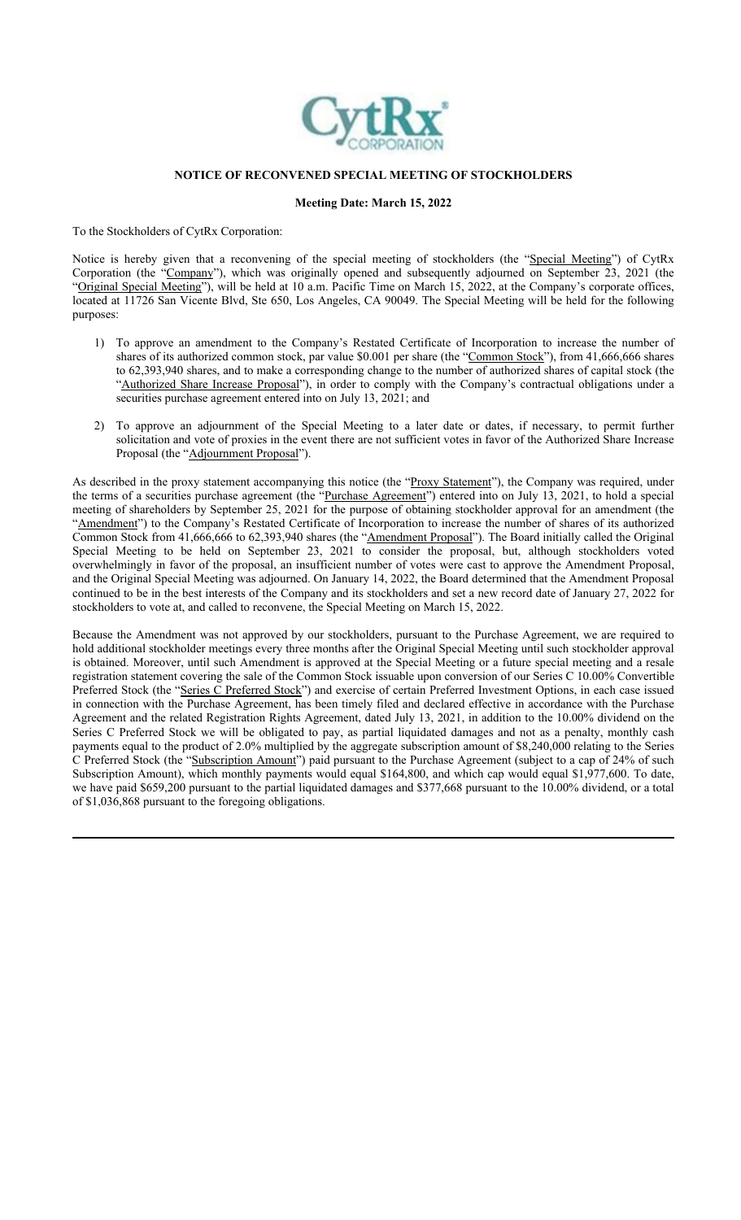**NOTICE OF RECONVENED SPECIAL MEETING OF STOCKHOLDERS**

**Meeting Date: March 15, 2022**

To the Stockholders of CytRx Corporation:

Notice is hereby given that a reconvening of the special meeting of stockholders (the "Special Meeting") of CytRx Corporation (the "Company"), which was originally opened and subsequently adjourned on September 23, 2021 (the "Original Special Meeting"), will be held at 10 a.m. Pacific Time on March 15, 2022, at the Company's corporate offices, located at 11726 San Vicente Blvd, Ste 650, Los Angeles, CA 90049. The Special Meeting will be held for the following purposes:

1) To approve an amendment to the Company's Restated Certificate of Incorporation to increase the number of shares of its authorized common stock, par value $0.001 per share (the "Common Stock"), from 41,666,666 shares to 62,393,940 shares, and to make a corresponding change to the number of authorized shares of capital stock (the "Authorized Share Increase Proposal"), in order to comply with the Company's contractual obligations under a securities purchase agreement entered into on July 13, 2021; and

2) To approve an adjournment of the Special Meeting to a later date or dates, if necessary, to permit further solicitation and vote of proxies in the event there are not sufficient votes in favor of the Authorized Share Increase Proposal (the "Adjournment Proposal").

As described in the proxy statement accompanying this notice (the "Proxy Statement"), the Company was required, under the terms of a securities purchase agreement (the "Purchase Agreement") entered into on July 13, 2021, to hold a special meeting of shareholders by September 25, 2021 for the purpose of obtaining stockholder approval for an amendment (the "Amendment") to the Company's Restated Certificate of Incorporation to increase the number of shares of its authorized Common Stock from 41,666,666 to 62,393,940 shares (the "Amendment Proposal"). The Board initially called the Original Special Meeting to be held on September 23, 2021 to consider the proposal, but, although stockholders voted overwhelmingly in favor of the proposal, an insufficient number of votes were cast to approve the Amendment Proposal, and the Original Special Meeting was adjourned. On January 14, 2022, the Board determined that the Amendment Proposal continued to be in the best interests of the Company and its stockholders and set a new record date of January 27, 2022 for stockholders to vote at, and called to reconvene, the Special Meeting on March 15, 2022.

Because the Amendment was not approved by our stockholders, pursuant to the Purchase Agreement, we are required to hold additional stockholder meetings every three months after the Original Special Meeting until such stockholder approval is obtained. Moreover, until such Amendment is approved at the Special Meeting or a future special meeting and a resale registration statement covering the sale of the Common Stock issuable upon conversion of our Series C 10.00% Convertible Preferred Stock (the "Series C Preferred Stock") and exercise of certain Preferred Investment Options, in each case issued in connection with the Purchase Agreement, has been timely filed and declared effective in accordance with the Purchase Agreement and the related Registration Rights Agreement, dated July 13, 2021, in addition to the 10.00% dividend on the Series C Preferred Stock we will be obligated to pay, as partial liquidated damages and not as a penalty, monthly cash payments equal to the product of 2.0% multiplied by the aggregate subscription amount of $8,240,000 relating to the Series C Preferred Stock (the "Subscription Amount") paid pursuant to the Purchase Agreement (subject to a cap of 24% of such Subscription Amount), which monthly payments would equal $164,800, and which cap would equal $1,977,600. To date, we have paid $659,200 pursuant to the partial liquidated damages and $377,668 pursuant to the 10.00% dividend, or a total of $1,036,868 pursuant to the foregoing obligations.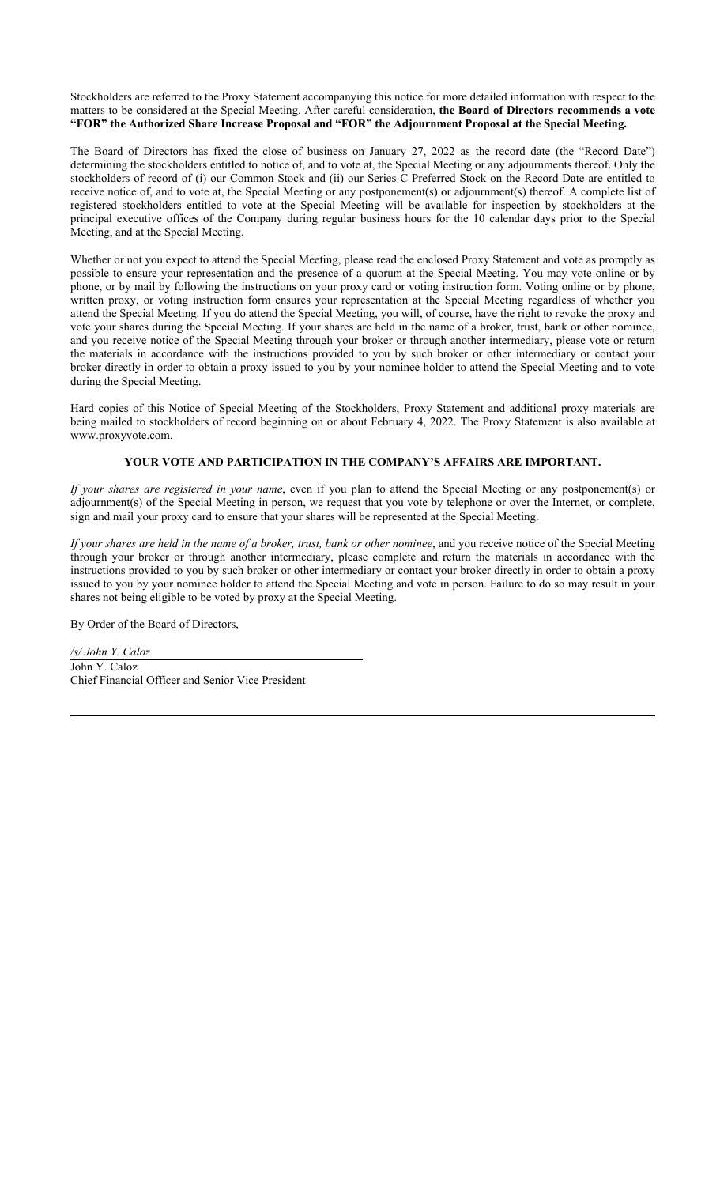Stockholders are referred to the Proxy Statement accompanying this notice for more detailed information with respect to the matters to be considered at the Special Meeting. After careful consideration, **the Board of Directors recommends a vote "FOR" the Authorized Share Increase Proposal and "FOR" the Adjournment Proposal at the Special Meeting.**

The Board of Directors has fixed the close of business on January 27, 2022 as the record date (the "Record Date") determining the stockholders entitled to notice of, and to vote at, the Special Meeting or any adjournments thereof. Only the stockholders of record of (i) our Common Stock and (ii) our Series C Preferred Stock on the Record Date are entitled to receive notice of, and to vote at, the Special Meeting or any postponement(s) or adjournment(s) thereof. A complete list of registered stockholders entitled to vote at the Special Meeting will be available for inspection by stockholders at the principal executive offices of the Company during regular business hours for the 10 calendar days prior to the Special Meeting, and at the Special Meeting.

Whether or not you expect to attend the Special Meeting, please read the enclosed Proxy Statement and vote as promptly as possible to ensure your representation and the presence of a quorum at the Special Meeting. You may vote online or by phone, or by mail by following the instructions on your proxy card or voting instruction form. Voting online or by phone, written proxy, or voting instruction form ensures your representation at the Special Meeting regardless of whether you attend the Special Meeting. If you do attend the Special Meeting, you will, of course, have the right to revoke the proxy and vote your shares during the Special Meeting. If your shares are held in the name of a broker, trust, bank or other nominee, and you receive notice of the Special Meeting through your broker or through another intermediary, please vote or return the materials in accordance with the instructions provided to you by such broker or other intermediary or contact your broker directly in order to obtain a proxy issued to you by your nominee holder to attend the Special Meeting and to vote during the Special Meeting.

Hard copies of this Notice of Special Meeting of the Stockholders, Proxy Statement and additional proxy materials are being mailed to stockholders of record beginning on or about February 4, 2022. The Proxy Statement is also available at www.proxyvote.com.

**YOUR VOTE AND PARTICIPATION IN THE COMPANY'S AFFAIRS ARE IMPORTANT.**

*If your shares are registered in your name*, even if you plan to attend the Special Meeting or any postponement(s) or adjournment(s) of the Special Meeting in person, we request that you vote by telephone or over the Internet, or complete, sign and mail your proxy card to ensure that your shares will be represented at the Special Meeting.

*If your shares are held in the name of a broker, trust, bank or other nominee*, and you receive notice of the Special Meeting through your broker or through another intermediary, please complete and return the materials in accordance with the instructions provided to you by such broker or other intermediary or contact your broker directly in order to obtain a proxy issued to you by your nominee holder to attend the Special Meeting and vote in person. Failure to do so may result in your shares not being eligible to be voted by proxy at the Special Meeting.

By Order of the Board of Directors,

*/s/ John Y. Caloz*

John Y. Caloz
Chief Financial Officer and Senior Vice President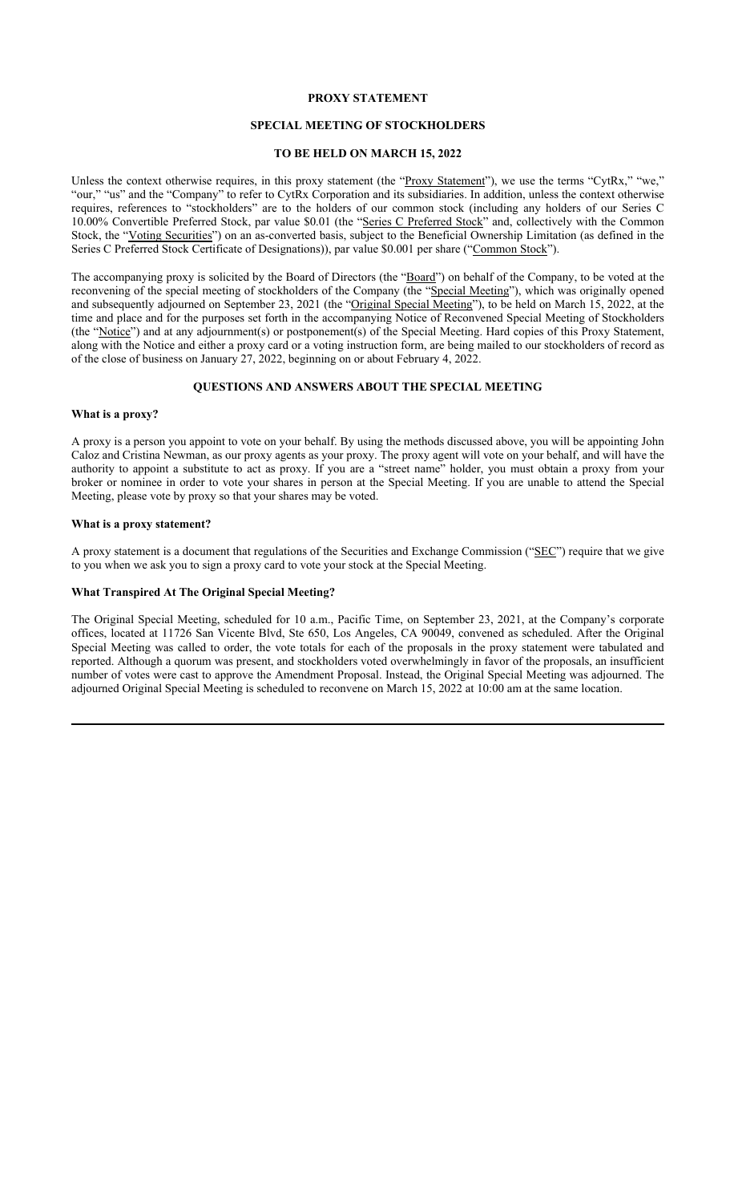# PROXY STATEMENT

## SPECIAL MEETING OF STOCKHOLDERS

## TO BE HELD ON MARCH 15, 2022

Unless the context otherwise requires, in this proxy statement (the "Proxy Statement"), we use the terms "CytRx," "we," "our," "us" and the "Company" to refer to CytRx Corporation and its subsidiaries. In addition, unless the context otherwise requires, references to "stockholders" are to the holders of our common stock (including any holders of our Series C 10.00% Convertible Preferred Stock, par value $0.01 (the "Series C Preferred Stock" and, collectively with the Common Stock, the "Voting Securities") on an as-converted basis, subject to the Beneficial Ownership Limitation (as defined in the Series C Preferred Stock Certificate of Designations)), par value $0.001 per share ("Common Stock").

The accompanying proxy is solicited by the Board of Directors (the "Board") on behalf of the Company, to be voted at the reconvening of the special meeting of stockholders of the Company (the "Special Meeting"), which was originally opened and subsequently adjourned on September 23, 2021 (the "Original Special Meeting"), to be held on March 15, 2022, at the time and place and for the purposes set forth in the accompanying Notice of Reconvened Special Meeting of Stockholders (the "Notice") and at any adjournment(s) or postponement(s) of the Special Meeting. Hard copies of this Proxy Statement, along with the Notice and either a proxy card or a voting instruction form, are being mailed to our stockholders of record as of the close of business on January 27, 2022, beginning on or about February 4, 2022.

## QUESTIONS AND ANSWERS ABOUT THE SPECIAL MEETING

### What is a proxy?

A proxy is a person you appoint to vote on your behalf. By using the methods discussed above, you will be appointing John Caloz and Cristina Newman, as our proxy agents as your proxy. The proxy agent will vote on your behalf, and will have the authority to appoint a substitute to act as proxy. If you are a "street name" holder, you must obtain a proxy from your broker or nominee in order to vote your shares in person at the Special Meeting. If you are unable to attend the Special Meeting, please vote by proxy so that your shares may be voted.

### What is a proxy statement?

A proxy statement is a document that regulations of the Securities and Exchange Commission ("SEC") require that we give to you when we ask you to sign a proxy card to vote your stock at the Special Meeting.

### What Transpired At The Original Special Meeting?

The Original Special Meeting, scheduled for 10 a.m., Pacific Time, on September 23, 2021, at the Company's corporate offices, located at 11726 San Vicente Blvd, Ste 650, Los Angeles, CA 90049, convened as scheduled. After the Original Special Meeting was called to order, the vote totals for each of the proposals in the proxy statement were tabulated and reported. Although a quorum was present, and stockholders voted overwhelmingly in favor of the proposals, an insufficient number of votes were cast to approve the Amendment Proposal. Instead, the Original Special Meeting was adjourned. The adjourned Original Special Meeting is scheduled to reconvene on March 15, 2022 at 10:00 am at the same location.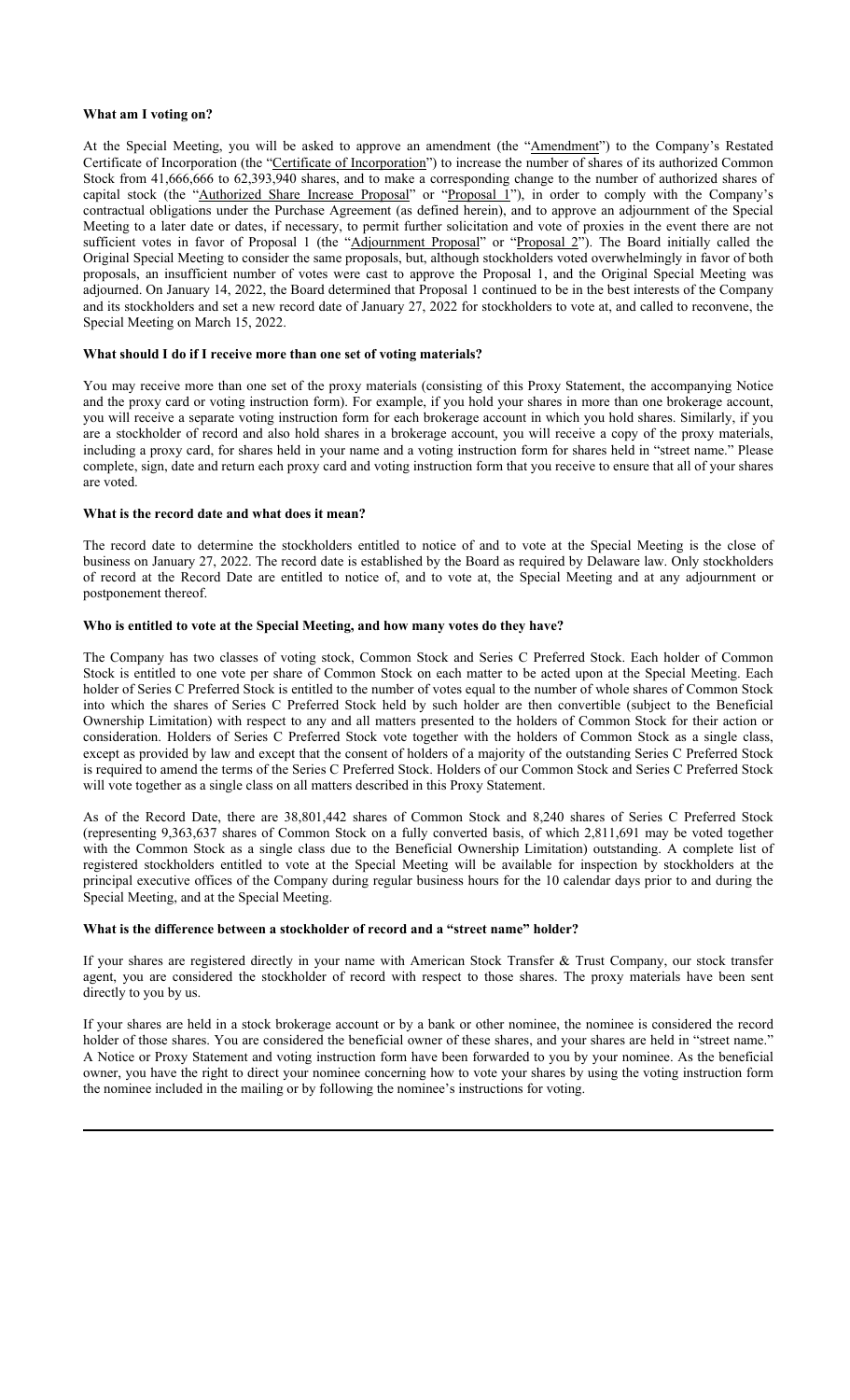**What am I voting on?**

At the Special Meeting, you will be asked to approve an amendment (the "Amendment") to the Company's Restated Certificate of Incorporation (the "Certificate of Incorporation") to increase the number of shares of its authorized Common Stock from 41,666,666 to 62,393,940 shares, and to make a corresponding change to the number of authorized shares of capital stock (the "Authorized Share Increase Proposal" or "Proposal 1"), in order to comply with the Company's contractual obligations under the Purchase Agreement (as defined herein), and to approve an adjournment of the Special Meeting to a later date or dates, if necessary, to permit further solicitation and vote of proxies in the event there are not sufficient votes in favor of Proposal 1 (the "Adjournment Proposal" or "Proposal 2"). The Board initially called the Original Special Meeting to consider the same proposals, but, although stockholders voted overwhelmingly in favor of both proposals, an insufficient number of votes were cast to approve the Proposal 1, and the Original Special Meeting was adjourned. On January 14, 2022, the Board determined that Proposal 1 continued to be in the best interests of the Company and its stockholders and set a new record date of January 27, 2022 for stockholders to vote at, and called to reconvene, the Special Meeting on March 15, 2022.

**What should I do if I receive more than one set of voting materials?**

You may receive more than one set of the proxy materials (consisting of this Proxy Statement, the accompanying Notice and the proxy card or voting instruction form). For example, if you hold your shares in more than one brokerage account, you will receive a separate voting instruction form for each brokerage account in which you hold shares. Similarly, if you are a stockholder of record and also hold shares in a brokerage account, you will receive a copy of the proxy materials, including a proxy card, for shares held in your name and a voting instruction form for shares held in "street name." Please complete, sign, date and return each proxy card and voting instruction form that you receive to ensure that all of your shares are voted.

**What is the record date and what does it mean?**

The record date to determine the stockholders entitled to notice of and to vote at the Special Meeting is the close of business on January 27, 2022. The record date is established by the Board as required by Delaware law. Only stockholders of record at the Record Date are entitled to notice of, and to vote at, the Special Meeting and at any adjournment or postponement thereof.

**Who is entitled to vote at the Special Meeting, and how many votes do they have?**

The Company has two classes of voting stock, Common Stock and Series C Preferred Stock. Each holder of Common Stock is entitled to one vote per share of Common Stock on each matter to be acted upon at the Special Meeting. Each holder of Series C Preferred Stock is entitled to the number of votes equal to the number of whole shares of Common Stock into which the shares of Series C Preferred Stock held by such holder are then convertible (subject to the Beneficial Ownership Limitation) with respect to any and all matters presented to the holders of Common Stock for their action or consideration. Holders of Series C Preferred Stock vote together with the holders of Common Stock as a single class, except as provided by law and except that the consent of holders of a majority of the outstanding Series C Preferred Stock is required to amend the terms of the Series C Preferred Stock. Holders of our Common Stock and Series C Preferred Stock will vote together as a single class on all matters described in this Proxy Statement.

As of the Record Date, there are 38,801,442 shares of Common Stock and 8,240 shares of Series C Preferred Stock (representing 9,363,637 shares of Common Stock on a fully converted basis, of which 2,811,691 may be voted together with the Common Stock as a single class due to the Beneficial Ownership Limitation) outstanding. A complete list of registered stockholders entitled to vote at the Special Meeting will be available for inspection by stockholders at the principal executive offices of the Company during regular business hours for the 10 calendar days prior to and during the Special Meeting, and at the Special Meeting.

**What is the difference between a stockholder of record and a "street name" holder?**

If your shares are registered directly in your name with American Stock Transfer & Trust Company, our stock transfer agent, you are considered the stockholder of record with respect to those shares. The proxy materials have been sent directly to you by us.

If your shares are held in a stock brokerage account or by a bank or other nominee, the nominee is considered the record holder of those shares. You are considered the beneficial owner of these shares, and your shares are held in "street name." A Notice or Proxy Statement and voting instruction form have been forwarded to you by your nominee. As the beneficial owner, you have the right to direct your nominee concerning how to vote your shares by using the voting instruction form the nominee included in the mailing or by following the nominee's instructions for voting.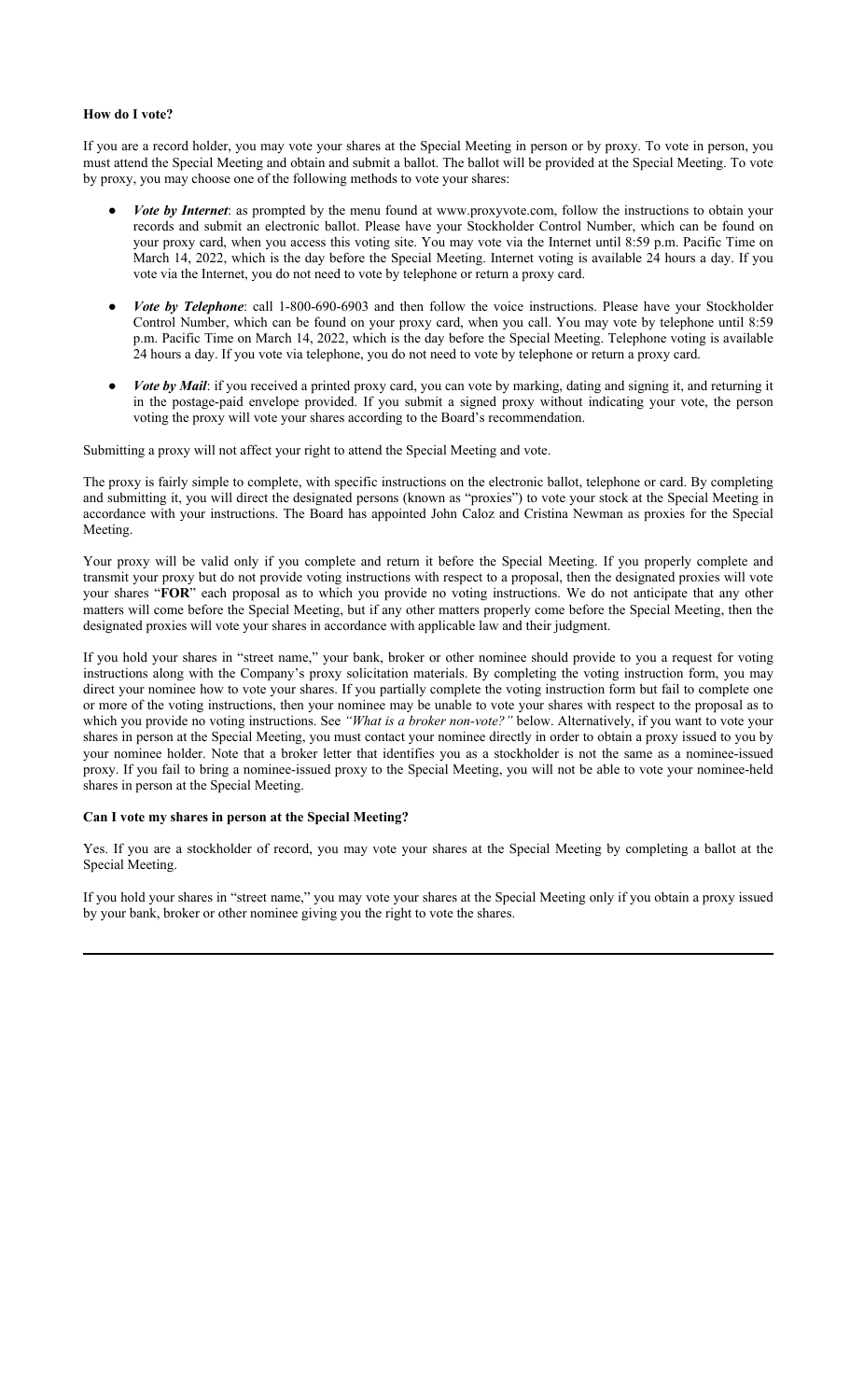**How do I vote?**

If you are a record holder, you may vote your shares at the Special Meeting in person or by proxy. To vote in person, you must attend the Special Meeting and obtain and submit a ballot. The ballot will be provided at the Special Meeting. To vote by proxy, you may choose one of the following methods to vote your shares:

- ***Vote by Internet***: as prompted by the menu found at www.proxyvote.com, follow the instructions to obtain your records and submit an electronic ballot. Please have your Stockholder Control Number, which can be found on your proxy card, when you access this voting site. You may vote via the Internet until 8:59 p.m. Pacific Time on March 14, 2022, which is the day before the Special Meeting. Internet voting is available 24 hours a day. If you vote via the Internet, you do not need to vote by telephone or return a proxy card.

- ***Vote by Telephone***: call 1-800-690-6903 and then follow the voice instructions. Please have your Stockholder Control Number, which can be found on your proxy card, when you call. You may vote by telephone until 8:59 p.m. Pacific Time on March 14, 2022, which is the day before the Special Meeting. Telephone voting is available 24 hours a day. If you vote via telephone, you do not need to vote by telephone or return a proxy card.

- ***Vote by Mail***: if you received a printed proxy card, you can vote by marking, dating and signing it, and returning it in the postage-paid envelope provided. If you submit a signed proxy without indicating your vote, the person voting the proxy will vote your shares according to the Board's recommendation.

Submitting a proxy will not affect your right to attend the Special Meeting and vote.

The proxy is fairly simple to complete, with specific instructions on the electronic ballot, telephone or card. By completing and submitting it, you will direct the designated persons (known as "proxies") to vote your stock at the Special Meeting in accordance with your instructions. The Board has appointed John Caloz and Cristina Newman as proxies for the Special Meeting.

Your proxy will be valid only if you complete and return it before the Special Meeting. If you properly complete and transmit your proxy but do not provide voting instructions with respect to a proposal, then the designated proxies will vote your shares "**FOR**" each proposal as to which you provide no voting instructions. We do not anticipate that any other matters will come before the Special Meeting, but if any other matters properly come before the Special Meeting, then the designated proxies will vote your shares in accordance with applicable law and their judgment.

If you hold your shares in "street name," your bank, broker or other nominee should provide to you a request for voting instructions along with the Company's proxy solicitation materials. By completing the voting instruction form, you may direct your nominee how to vote your shares. If you partially complete the voting instruction form but fail to complete one or more of the voting instructions, then your nominee may be unable to vote your shares with respect to the proposal as to which you provide no voting instructions. See *"What is a broker non-vote?"* below. Alternatively, if you want to vote your shares in person at the Special Meeting, you must contact your nominee directly in order to obtain a proxy issued to you by your nominee holder. Note that a broker letter that identifies you as a stockholder is not the same as a nominee-issued proxy. If you fail to bring a nominee-issued proxy to the Special Meeting, you will not be able to vote your nominee-held shares in person at the Special Meeting.

**Can I vote my shares in person at the Special Meeting?**

Yes. If you are a stockholder of record, you may vote your shares at the Special Meeting by completing a ballot at the Special Meeting.

If you hold your shares in "street name," you may vote your shares at the Special Meeting only if you obtain a proxy issued by your bank, broker or other nominee giving you the right to vote the shares.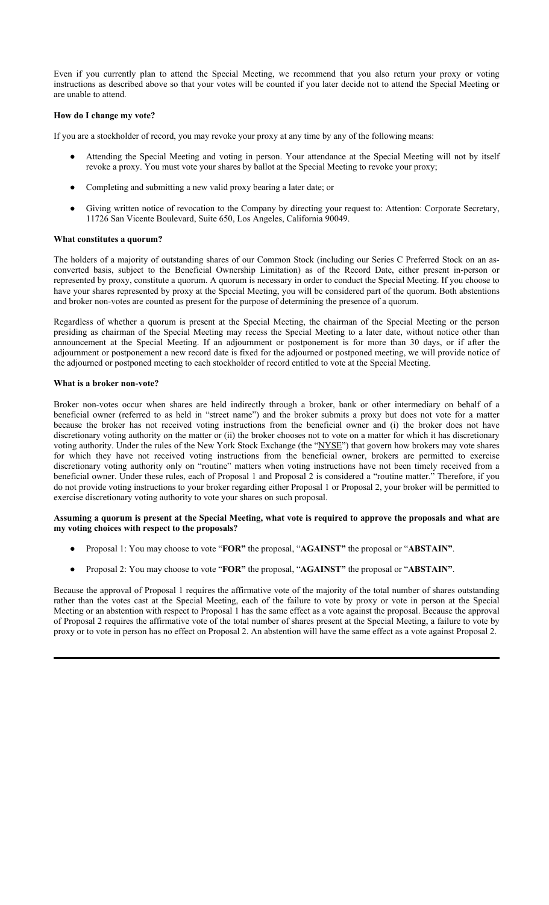Even if you currently plan to attend the Special Meeting, we recommend that you also return your proxy or voting instructions as described above so that your votes will be counted if you later decide not to attend the Special Meeting or are unable to attend.

**How do I change my vote?**

If you are a stockholder of record, you may revoke your proxy at any time by any of the following means:

- Attending the Special Meeting and voting in person. Your attendance at the Special Meeting will not by itself revoke a proxy. You must vote your shares by ballot at the Special Meeting to revoke your proxy;
- Completing and submitting a new valid proxy bearing a later date; or
- Giving written notice of revocation to the Company by directing your request to: Attention: Corporate Secretary, 11726 San Vicente Boulevard, Suite 650, Los Angeles, California 90049.

**What constitutes a quorum?**

The holders of a majority of outstanding shares of our Common Stock (including our Series C Preferred Stock on an as-converted basis, subject to the Beneficial Ownership Limitation) as of the Record Date, either present in-person or represented by proxy, constitute a quorum. A quorum is necessary in order to conduct the Special Meeting. If you choose to have your shares represented by proxy at the Special Meeting, you will be considered part of the quorum. Both abstentions and broker non-votes are counted as present for the purpose of determining the presence of a quorum.

Regardless of whether a quorum is present at the Special Meeting, the chairman of the Special Meeting or the person presiding as chairman of the Special Meeting may recess the Special Meeting to a later date, without notice other than announcement at the Special Meeting. If an adjournment or postponement is for more than 30 days, or if after the adjournment or postponement a new record date is fixed for the adjourned or postponed meeting, we will provide notice of the adjourned or postponed meeting to each stockholder of record entitled to vote at the Special Meeting.

**What is a broker non-vote?**

Broker non-votes occur when shares are held indirectly through a broker, bank or other intermediary on behalf of a beneficial owner (referred to as held in "street name") and the broker submits a proxy but does not vote for a matter because the broker has not received voting instructions from the beneficial owner and (i) the broker does not have discretionary voting authority on the matter or (ii) the broker chooses not to vote on a matter for which it has discretionary voting authority. Under the rules of the New York Stock Exchange (the "NYSE") that govern how brokers may vote shares for which they have not received voting instructions from the beneficial owner, brokers are permitted to exercise discretionary voting authority only on "routine" matters when voting instructions have not been timely received from a beneficial owner. Under these rules, each of Proposal 1 and Proposal 2 is considered a "routine matter." Therefore, if you do not provide voting instructions to your broker regarding either Proposal 1 or Proposal 2, your broker will be permitted to exercise discretionary voting authority to vote your shares on such proposal.

**Assuming a quorum is present at the Special Meeting, what vote is required to approve the proposals and what are my voting choices with respect to the proposals?**

- Proposal 1: You may choose to vote "**FOR"** the proposal, "**AGAINST"** the proposal or "**ABSTAIN"**.
- Proposal 2: You may choose to vote "**FOR"** the proposal, "**AGAINST"** the proposal or "**ABSTAIN"**.

Because the approval of Proposal 1 requires the affirmative vote of the majority of the total number of shares outstanding rather than the votes cast at the Special Meeting, each of the failure to vote by proxy or vote in person at the Special Meeting or an abstention with respect to Proposal 1 has the same effect as a vote against the proposal. Because the approval of Proposal 2 requires the affirmative vote of the total number of shares present at the Special Meeting, a failure to vote by proxy or to vote in person has no effect on Proposal 2. An abstention will have the same effect as a vote against Proposal 2.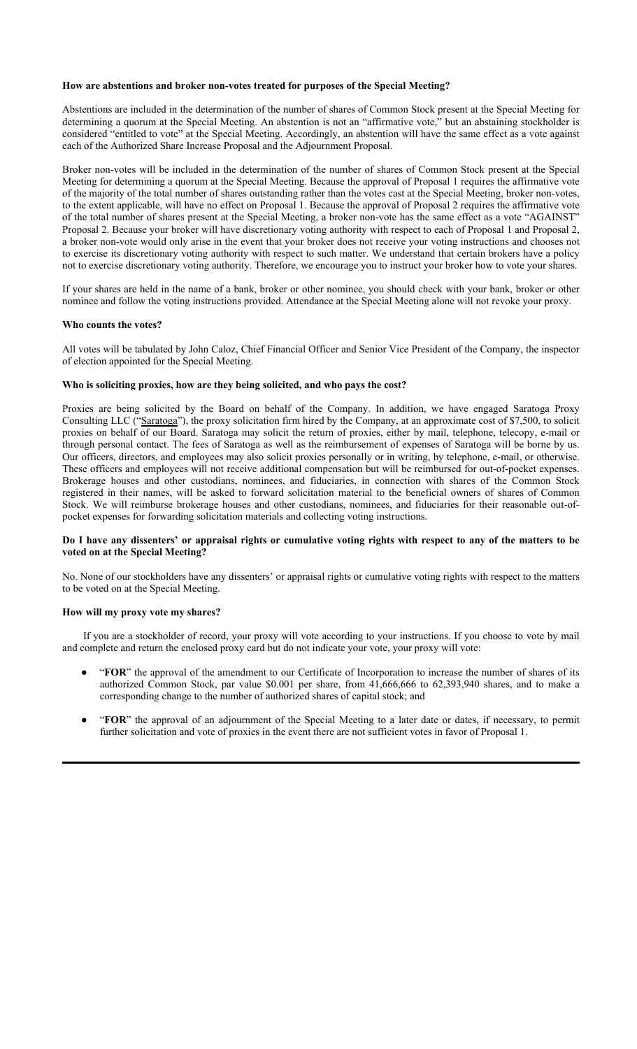**How are abstentions and broker non-votes treated for purposes of the Special Meeting?**

Abstentions are included in the determination of the number of shares of Common Stock present at the Special Meeting for determining a quorum at the Special Meeting. An abstention is not an "affirmative vote," but an abstaining stockholder is considered "entitled to vote" at the Special Meeting. Accordingly, an abstention will have the same effect as a vote against each of the Authorized Share Increase Proposal and the Adjournment Proposal.

Broker non-votes will be included in the determination of the number of shares of Common Stock present at the Special Meeting for determining a quorum at the Special Meeting. Because the approval of Proposal 1 requires the affirmative vote of the majority of the total number of shares outstanding rather than the votes cast at the Special Meeting, broker non-votes, to the extent applicable, will have no effect on Proposal 1. Because the approval of Proposal 2 requires the affirmative vote of the total number of shares present at the Special Meeting, a broker non-vote has the same effect as a vote "AGAINST" Proposal 2. Because your broker will have discretionary voting authority with respect to each of Proposal 1 and Proposal 2, a broker non-vote would only arise in the event that your broker does not receive your voting instructions and chooses not to exercise its discretionary voting authority with respect to such matter. We understand that certain brokers have a policy not to exercise discretionary voting authority. Therefore, we encourage you to instruct your broker how to vote your shares.

If your shares are held in the name of a bank, broker or other nominee, you should check with your bank, broker or other nominee and follow the voting instructions provided. Attendance at the Special Meeting alone will not revoke your proxy.

**Who counts the votes?**

All votes will be tabulated by John Caloz, Chief Financial Officer and Senior Vice President of the Company, the inspector of election appointed for the Special Meeting.

**Who is soliciting proxies, how are they being solicited, and who pays the cost?**

Proxies are being solicited by the Board on behalf of the Company. In addition, we have engaged Saratoga Proxy Consulting LLC ("Saratoga"), the proxy solicitation firm hired by the Company, at an approximate cost of $7,500, to solicit proxies on behalf of our Board. Saratoga may solicit the return of proxies, either by mail, telephone, telecopy, e-mail or through personal contact. The fees of Saratoga as well as the reimbursement of expenses of Saratoga will be borne by us. Our officers, directors, and employees may also solicit proxies personally or in writing, by telephone, e-mail, or otherwise. These officers and employees will not receive additional compensation but will be reimbursed for out-of-pocket expenses. Brokerage houses and other custodians, nominees, and fiduciaries, in connection with shares of the Common Stock registered in their names, will be asked to forward solicitation material to the beneficial owners of shares of Common Stock. We will reimburse brokerage houses and other custodians, nominees, and fiduciaries for their reasonable out-of-pocket expenses for forwarding solicitation materials and collecting voting instructions.

**Do I have any dissenters' or appraisal rights or cumulative voting rights with respect to any of the matters to be voted on at the Special Meeting?**

No. None of our stockholders have any dissenters' or appraisal rights or cumulative voting rights with respect to the matters to be voted on at the Special Meeting.

**How will my proxy vote my shares?**

If you are a stockholder of record, your proxy will vote according to your instructions. If you choose to vote by mail and complete and return the enclosed proxy card but do not indicate your vote, your proxy will vote:

- "**FOR**" the approval of the amendment to our Certificate of Incorporation to increase the number of shares of its authorized Common Stock, par value $0.001 per share, from 41,666,666 to 62,393,940 shares, and to make a corresponding change to the number of authorized shares of capital stock; and
- "**FOR**" the approval of an adjournment of the Special Meeting to a later date or dates, if necessary, to permit further solicitation and vote of proxies in the event there are not sufficient votes in favor of Proposal 1.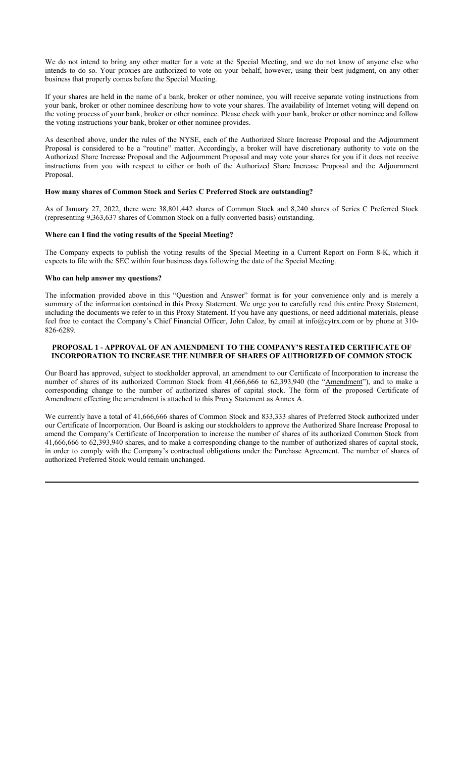We do not intend to bring any other matter for a vote at the Special Meeting, and we do not know of anyone else who intends to do so. Your proxies are authorized to vote on your behalf, however, using their best judgment, on any other business that properly comes before the Special Meeting.

If your shares are held in the name of a bank, broker or other nominee, you will receive separate voting instructions from your bank, broker or other nominee describing how to vote your shares. The availability of Internet voting will depend on the voting process of your bank, broker or other nominee. Please check with your bank, broker or other nominee and follow the voting instructions your bank, broker or other nominee provides.

As described above, under the rules of the NYSE, each of the Authorized Share Increase Proposal and the Adjournment Proposal is considered to be a "routine" matter. Accordingly, a broker will have discretionary authority to vote on the Authorized Share Increase Proposal and the Adjournment Proposal and may vote your shares for you if it does not receive instructions from you with respect to either or both of the Authorized Share Increase Proposal and the Adjournment Proposal.

**How many shares of Common Stock and Series C Preferred Stock are outstanding?**

As of January 27, 2022, there were 38,801,442 shares of Common Stock and 8,240 shares of Series C Preferred Stock (representing 9,363,637 shares of Common Stock on a fully converted basis) outstanding.

**Where can I find the voting results of the Special Meeting?**

The Company expects to publish the voting results of the Special Meeting in a Current Report on Form 8-K, which it expects to file with the SEC within four business days following the date of the Special Meeting.

**Who can help answer my questions?**

The information provided above in this "Question and Answer" format is for your convenience only and is merely a summary of the information contained in this Proxy Statement. We urge you to carefully read this entire Proxy Statement, including the documents we refer to in this Proxy Statement. If you have any questions, or need additional materials, please feel free to contact the Company's Chief Financial Officer, John Caloz, by email at info@cytrx.com or by phone at 310-826-6289.

## PROPOSAL 1 - APPROVAL OF AN AMENDMENT TO THE COMPANY'S RESTATED CERTIFICATE OF INCORPORATION TO INCREASE THE NUMBER OF SHARES OF AUTHORIZED OF COMMON STOCK

Our Board has approved, subject to stockholder approval, an amendment to our Certificate of Incorporation to increase the number of shares of its authorized Common Stock from 41,666,666 to 62,393,940 (the "Amendment"), and to make a corresponding change to the number of authorized shares of capital stock. The form of the proposed Certificate of Amendment effecting the amendment is attached to this Proxy Statement as Annex A.

We currently have a total of 41,666,666 shares of Common Stock and 833,333 shares of Preferred Stock authorized under our Certificate of Incorporation. Our Board is asking our stockholders to approve the Authorized Share Increase Proposal to amend the Company's Certificate of Incorporation to increase the number of shares of its authorized Common Stock from 41,666,666 to 62,393,940 shares, and to make a corresponding change to the number of authorized shares of capital stock, in order to comply with the Company's contractual obligations under the Purchase Agreement. The number of shares of authorized Preferred Stock would remain unchanged.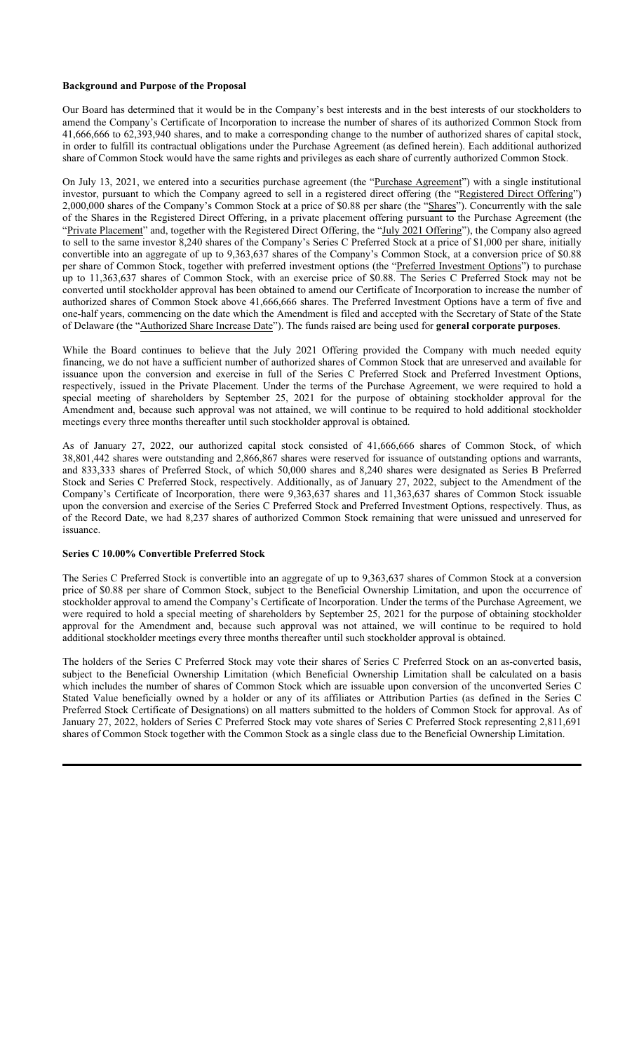**Background and Purpose of the Proposal**

Our Board has determined that it would be in the Company's best interests and in the best interests of our stockholders to amend the Company's Certificate of Incorporation to increase the number of shares of its authorized Common Stock from 41,666,666 to 62,393,940 shares, and to make a corresponding change to the number of authorized shares of capital stock, in order to fulfill its contractual obligations under the Purchase Agreement (as defined herein). Each additional authorized share of Common Stock would have the same rights and privileges as each share of currently authorized Common Stock.

On July 13, 2021, we entered into a securities purchase agreement (the "Purchase Agreement") with a single institutional investor, pursuant to which the Company agreed to sell in a registered direct offering (the "Registered Direct Offering") 2,000,000 shares of the Company's Common Stock at a price of $0.88 per share (the "Shares"). Concurrently with the sale of the Shares in the Registered Direct Offering, in a private placement offering pursuant to the Purchase Agreement (the "Private Placement" and, together with the Registered Direct Offering, the "July 2021 Offering"), the Company also agreed to sell to the same investor 8,240 shares of the Company's Series C Preferred Stock at a price of $1,000 per share, initially convertible into an aggregate of up to 9,363,637 shares of the Company's Common Stock, at a conversion price of $0.88 per share of Common Stock, together with preferred investment options (the "Preferred Investment Options") to purchase up to 11,363,637 shares of Common Stock, with an exercise price of $0.88. The Series C Preferred Stock may not be converted until stockholder approval has been obtained to amend our Certificate of Incorporation to increase the number of authorized shares of Common Stock above 41,666,666 shares. The Preferred Investment Options have a term of five and one-half years, commencing on the date which the Amendment is filed and accepted with the Secretary of State of the State of Delaware (the "Authorized Share Increase Date"). The funds raised are being used for **general corporate purposes**.

While the Board continues to believe that the July 2021 Offering provided the Company with much needed equity financing, we do not have a sufficient number of authorized shares of Common Stock that are unreserved and available for issuance upon the conversion and exercise in full of the Series C Preferred Stock and Preferred Investment Options, respectively, issued in the Private Placement. Under the terms of the Purchase Agreement, we were required to hold a special meeting of shareholders by September 25, 2021 for the purpose of obtaining stockholder approval for the Amendment and, because such approval was not attained, we will continue to be required to hold additional stockholder meetings every three months thereafter until such stockholder approval is obtained.

As of January 27, 2022, our authorized capital stock consisted of 41,666,666 shares of Common Stock, of which 38,801,442 shares were outstanding and 2,866,867 shares were reserved for issuance of outstanding options and warrants, and 833,333 shares of Preferred Stock, of which 50,000 shares and 8,240 shares were designated as Series B Preferred Stock and Series C Preferred Stock, respectively. Additionally, as of January 27, 2022, subject to the Amendment of the Company's Certificate of Incorporation, there were 9,363,637 shares and 11,363,637 shares of Common Stock issuable upon the conversion and exercise of the Series C Preferred Stock and Preferred Investment Options, respectively. Thus, as of the Record Date, we had 8,237 shares of authorized Common Stock remaining that were unissued and unreserved for issuance.

**Series C 10.00% Convertible Preferred Stock**

The Series C Preferred Stock is convertible into an aggregate of up to 9,363,637 shares of Common Stock at a conversion price of $0.88 per share of Common Stock, subject to the Beneficial Ownership Limitation, and upon the occurrence of stockholder approval to amend the Company's Certificate of Incorporation. Under the terms of the Purchase Agreement, we were required to hold a special meeting of shareholders by September 25, 2021 for the purpose of obtaining stockholder approval for the Amendment and, because such approval was not attained, we will continue to be required to hold additional stockholder meetings every three months thereafter until such stockholder approval is obtained.

The holders of the Series C Preferred Stock may vote their shares of Series C Preferred Stock on an as-converted basis, subject to the Beneficial Ownership Limitation (which Beneficial Ownership Limitation shall be calculated on a basis which includes the number of shares of Common Stock which are issuable upon conversion of the unconverted Series C Stated Value beneficially owned by a holder or any of its affiliates or Attribution Parties (as defined in the Series C Preferred Stock Certificate of Designations) on all matters submitted to the holders of Common Stock for approval. As of January 27, 2022, holders of Series C Preferred Stock may vote shares of Series C Preferred Stock representing 2,811,691 shares of Common Stock together with the Common Stock as a single class due to the Beneficial Ownership Limitation.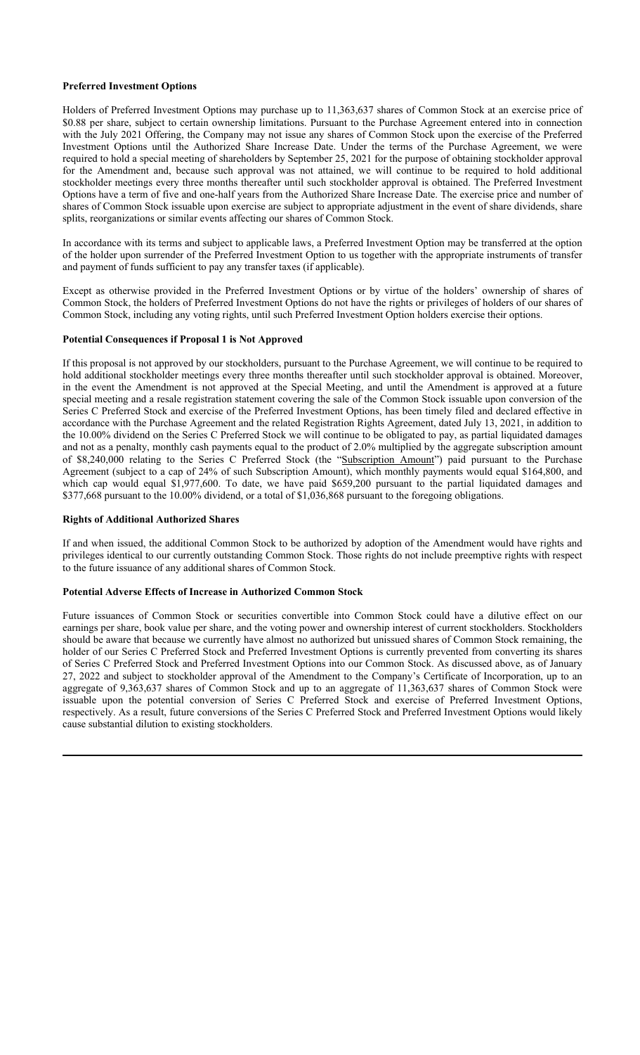**Preferred Investment Options**

Holders of Preferred Investment Options may purchase up to 11,363,637 shares of Common Stock at an exercise price of $0.88 per share, subject to certain ownership limitations. Pursuant to the Purchase Agreement entered into in connection with the July 2021 Offering, the Company may not issue any shares of Common Stock upon the exercise of the Preferred Investment Options until the Authorized Share Increase Date. Under the terms of the Purchase Agreement, we were required to hold a special meeting of shareholders by September 25, 2021 for the purpose of obtaining stockholder approval for the Amendment and, because such approval was not attained, we will continue to be required to hold additional stockholder meetings every three months thereafter until such stockholder approval is obtained. The Preferred Investment Options have a term of five and one-half years from the Authorized Share Increase Date. The exercise price and number of shares of Common Stock issuable upon exercise are subject to appropriate adjustment in the event of share dividends, share splits, reorganizations or similar events affecting our shares of Common Stock.

In accordance with its terms and subject to applicable laws, a Preferred Investment Option may be transferred at the option of the holder upon surrender of the Preferred Investment Option to us together with the appropriate instruments of transfer and payment of funds sufficient to pay any transfer taxes (if applicable).

Except as otherwise provided in the Preferred Investment Options or by virtue of the holders' ownership of shares of Common Stock, the holders of Preferred Investment Options do not have the rights or privileges of holders of our shares of Common Stock, including any voting rights, until such Preferred Investment Option holders exercise their options.

**Potential Consequences if Proposal 1 is Not Approved**

If this proposal is not approved by our stockholders, pursuant to the Purchase Agreement, we will continue to be required to hold additional stockholder meetings every three months thereafter until such stockholder approval is obtained. Moreover, in the event the Amendment is not approved at the Special Meeting, and until the Amendment is approved at a future special meeting and a resale registration statement covering the sale of the Common Stock issuable upon conversion of the Series C Preferred Stock and exercise of the Preferred Investment Options, has been timely filed and declared effective in accordance with the Purchase Agreement and the related Registration Rights Agreement, dated July 13, 2021, in addition to the 10.00% dividend on the Series C Preferred Stock we will continue to be obligated to pay, as partial liquidated damages and not as a penalty, monthly cash payments equal to the product of 2.0% multiplied by the aggregate subscription amount of $8,240,000 relating to the Series C Preferred Stock (the "Subscription Amount") paid pursuant to the Purchase Agreement (subject to a cap of 24% of such Subscription Amount), which monthly payments would equal $164,800, and which cap would equal $1,977,600. To date, we have paid $659,200 pursuant to the partial liquidated damages and $377,668 pursuant to the 10.00% dividend, or a total of $1,036,868 pursuant to the foregoing obligations.

**Rights of Additional Authorized Shares**

If and when issued, the additional Common Stock to be authorized by adoption of the Amendment would have rights and privileges identical to our currently outstanding Common Stock. Those rights do not include preemptive rights with respect to the future issuance of any additional shares of Common Stock.

**Potential Adverse Effects of Increase in Authorized Common Stock**

Future issuances of Common Stock or securities convertible into Common Stock could have a dilutive effect on our earnings per share, book value per share, and the voting power and ownership interest of current stockholders. Stockholders should be aware that because we currently have almost no authorized but unissued shares of Common Stock remaining, the holder of our Series C Preferred Stock and Preferred Investment Options is currently prevented from converting its shares of Series C Preferred Stock and Preferred Investment Options into our Common Stock. As discussed above, as of January 27, 2022 and subject to stockholder approval of the Amendment to the Company's Certificate of Incorporation, up to an aggregate of 9,363,637 shares of Common Stock and up to an aggregate of 11,363,637 shares of Common Stock were issuable upon the potential conversion of Series C Preferred Stock and exercise of Preferred Investment Options, respectively. As a result, future conversions of the Series C Preferred Stock and Preferred Investment Options would likely cause substantial dilution to existing stockholders.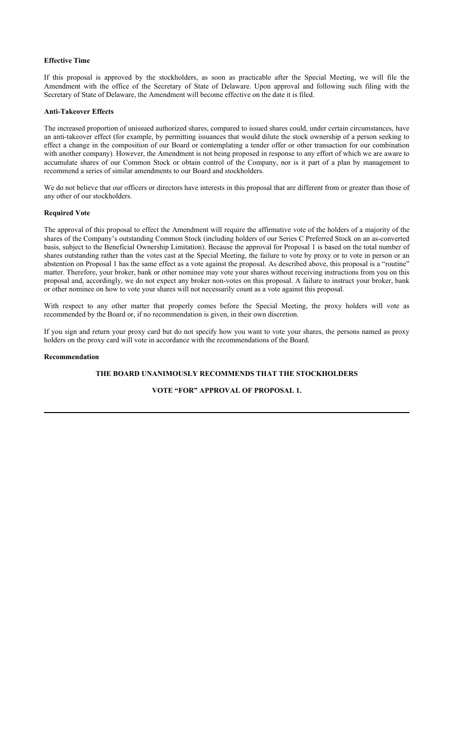**Effective Time**

If this proposal is approved by the stockholders, as soon as practicable after the Special Meeting, we will file the Amendment with the office of the Secretary of State of Delaware. Upon approval and following such filing with the Secretary of State of Delaware, the Amendment will become effective on the date it is filed.

**Anti-Takeover Effects**

The increased proportion of unissued authorized shares, compared to issued shares could, under certain circumstances, have an anti-takeover effect (for example, by permitting issuances that would dilute the stock ownership of a person seeking to effect a change in the composition of our Board or contemplating a tender offer or other transaction for our combination with another company). However, the Amendment is not being proposed in response to any effort of which we are aware to accumulate shares of our Common Stock or obtain control of the Company, nor is it part of a plan by management to recommend a series of similar amendments to our Board and stockholders.

We do not believe that our officers or directors have interests in this proposal that are different from or greater than those of any other of our stockholders.

**Required Vote**

The approval of this proposal to effect the Amendment will require the affirmative vote of the holders of a majority of the shares of the Company's outstanding Common Stock (including holders of our Series C Preferred Stock on an as-converted basis, subject to the Beneficial Ownership Limitation). Because the approval for Proposal 1 is based on the total number of shares outstanding rather than the votes cast at the Special Meeting, the failure to vote by proxy or to vote in person or an abstention on Proposal 1 has the same effect as a vote against the proposal. As described above, this proposal is a "routine" matter. Therefore, your broker, bank or other nominee may vote your shares without receiving instructions from you on this proposal and, accordingly, we do not expect any broker non-votes on this proposal. A failure to instruct your broker, bank or other nominee on how to vote your shares will not necessarily count as a vote against this proposal.

With respect to any other matter that properly comes before the Special Meeting, the proxy holders will vote as recommended by the Board or, if no recommendation is given, in their own discretion.

If you sign and return your proxy card but do not specify how you want to vote your shares, the persons named as proxy holders on the proxy card will vote in accordance with the recommendations of the Board.

**Recommendation**

**THE BOARD UNANIMOUSLY RECOMMENDS THAT THE STOCKHOLDERS**

**VOTE "FOR" APPROVAL OF PROPOSAL 1.**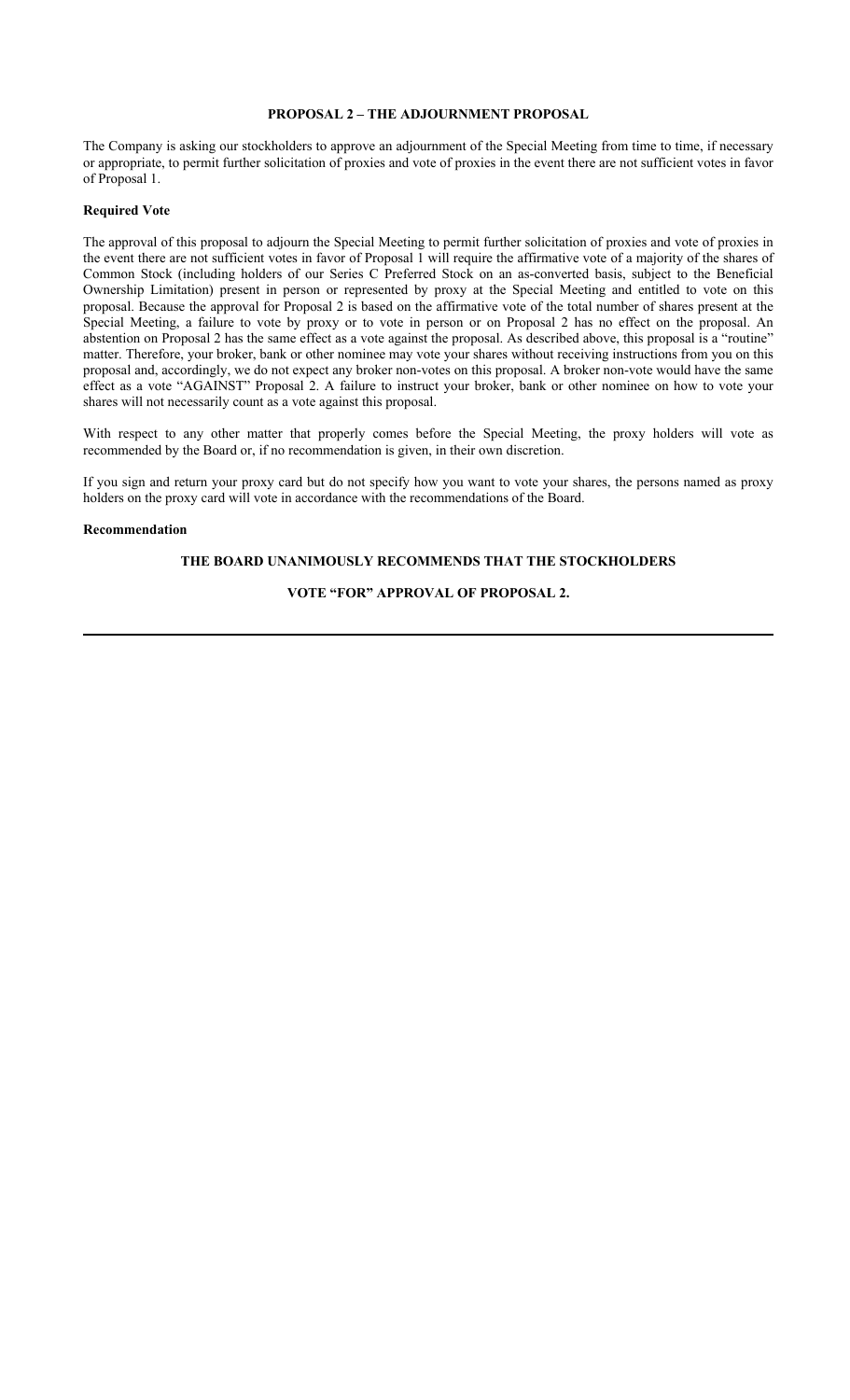## PROPOSAL 2 – THE ADJOURNMENT PROPOSAL

The Company is asking our stockholders to approve an adjournment of the Special Meeting from time to time, if necessary or appropriate, to permit further solicitation of proxies and vote of proxies in the event there are not sufficient votes in favor of Proposal 1.

**Required Vote**

The approval of this proposal to adjourn the Special Meeting to permit further solicitation of proxies and vote of proxies in the event there are not sufficient votes in favor of Proposal 1 will require the affirmative vote of a majority of the shares of Common Stock (including holders of our Series C Preferred Stock on an as-converted basis, subject to the Beneficial Ownership Limitation) present in person or represented by proxy at the Special Meeting and entitled to vote on this proposal. Because the approval for Proposal 2 is based on the affirmative vote of the total number of shares present at the Special Meeting, a failure to vote by proxy or to vote in person or on Proposal 2 has no effect on the proposal. An abstention on Proposal 2 has the same effect as a vote against the proposal. As described above, this proposal is a "routine" matter. Therefore, your broker, bank or other nominee may vote your shares without receiving instructions from you on this proposal and, accordingly, we do not expect any broker non-votes on this proposal. A broker non-vote would have the same effect as a vote "AGAINST" Proposal 2. A failure to instruct your broker, bank or other nominee on how to vote your shares will not necessarily count as a vote against this proposal.

With respect to any other matter that properly comes before the Special Meeting, the proxy holders will vote as recommended by the Board or, if no recommendation is given, in their own discretion.

If you sign and return your proxy card but do not specify how you want to vote your shares, the persons named as proxy holders on the proxy card will vote in accordance with the recommendations of the Board.

**Recommendation**

**THE BOARD UNANIMOUSLY RECOMMENDS THAT THE STOCKHOLDERS**

**VOTE "FOR" APPROVAL OF PROPOSAL 2.**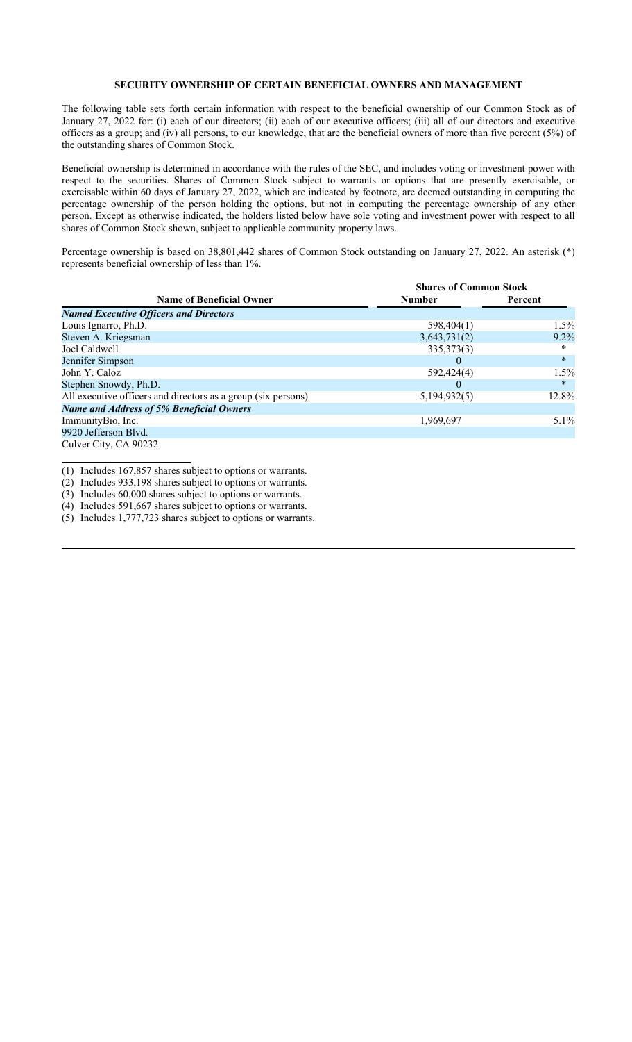## SECURITY OWNERSHIP OF CERTAIN BENEFICIAL OWNERS AND MANAGEMENT

The following table sets forth certain information with respect to the beneficial ownership of our Common Stock as of January 27, 2022 for: (i) each of our directors; (ii) each of our executive officers; (iii) all of our directors and executive officers as a group; and (iv) all persons, to our knowledge, that are the beneficial owners of more than five percent (5%) of the outstanding shares of Common Stock.

Beneficial ownership is determined in accordance with the rules of the SEC, and includes voting or investment power with respect to the securities. Shares of Common Stock subject to warrants or options that are presently exercisable, or exercisable within 60 days of January 27, 2022, which are indicated by footnote, are deemed outstanding in computing the percentage ownership of the person holding the options, but not in computing the percentage ownership of any other person. Except as otherwise indicated, the holders listed below have sole voting and investment power with respect to all shares of Common Stock shown, subject to applicable community property laws.

Percentage ownership is based on 38,801,442 shares of Common Stock outstanding on January 27, 2022. An asterisk (*) represents beneficial ownership of less than 1%.

| | Shares of Common Stock | |
|---|---|---|
| **Name of Beneficial Owner** | **Number** | **Percent** |
| ***Named Executive Officers and Directors*** | | |
| Louis Ignarro, Ph.D. | 598,404(1) | 1.5% |
| Steven A. Kriegsman | 3,643,731(2) | 9.2% |
| Joel Caldwell | 335,373(3) | * |
| Jennifer Simpson | 0 | * |
| John Y. Caloz | 592,424(4) | 1.5% |
| Stephen Snowdy, Ph.D. | 0 | * |
| All executive officers and directors as a group (six persons) | 5,194,932(5) | 12.8% |
| ***Name and Address of 5% Beneficial Owners*** | | |
| ImmunityBio, Inc.<br>9920 Jefferson Blvd.<br>Culver City, CA 90232 | 1,969,697 | 5.1% |

(1) Includes 167,857 shares subject to options or warrants.

(2) Includes 933,198 shares subject to options or warrants.

(3) Includes 60,000 shares subject to options or warrants.

(4) Includes 591,667 shares subject to options or warrants.

(5) Includes 1,777,723 shares subject to options or warrants.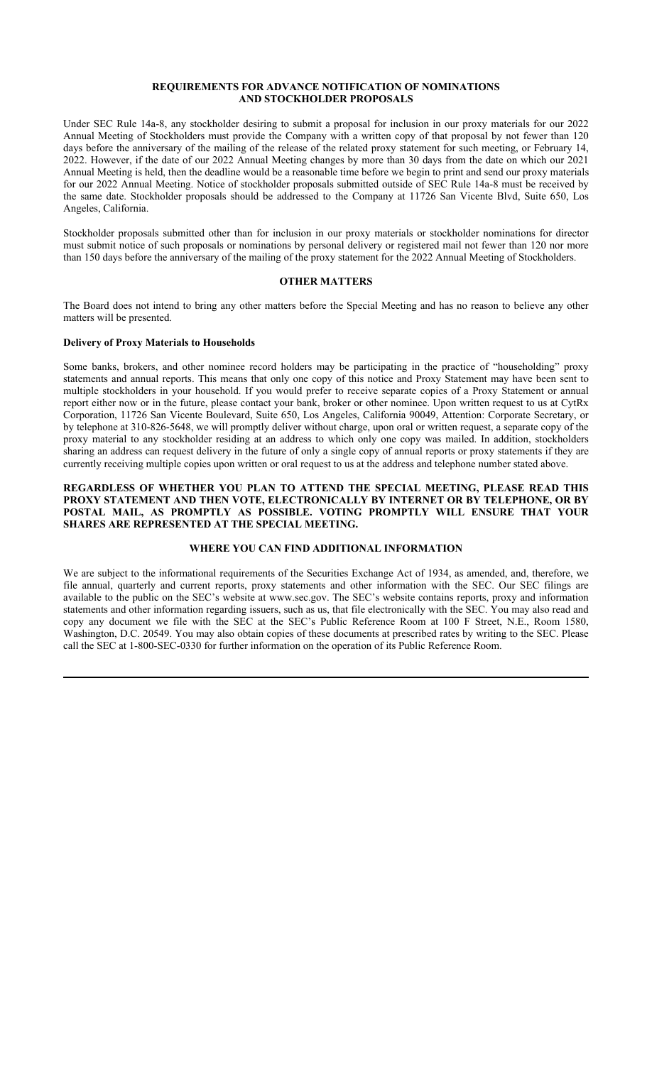## REQUIREMENTS FOR ADVANCE NOTIFICATION OF NOMINATIONS AND STOCKHOLDER PROPOSALS

Under SEC Rule 14a-8, any stockholder desiring to submit a proposal for inclusion in our proxy materials for our 2022 Annual Meeting of Stockholders must provide the Company with a written copy of that proposal by not fewer than 120 days before the anniversary of the mailing of the release of the related proxy statement for such meeting, or February 14, 2022. However, if the date of our 2022 Annual Meeting changes by more than 30 days from the date on which our 2021 Annual Meeting is held, then the deadline would be a reasonable time before we begin to print and send our proxy materials for our 2022 Annual Meeting. Notice of stockholder proposals submitted outside of SEC Rule 14a-8 must be received by the same date. Stockholder proposals should be addressed to the Company at 11726 San Vicente Blvd, Suite 650, Los Angeles, California.

Stockholder proposals submitted other than for inclusion in our proxy materials or stockholder nominations for director must submit notice of such proposals or nominations by personal delivery or registered mail not fewer than 120 nor more than 150 days before the anniversary of the mailing of the proxy statement for the 2022 Annual Meeting of Stockholders.

## OTHER MATTERS

The Board does not intend to bring any other matters before the Special Meeting and has no reason to believe any other matters will be presented.

**Delivery of Proxy Materials to Households**

Some banks, brokers, and other nominee record holders may be participating in the practice of "householding" proxy statements and annual reports. This means that only one copy of this notice and Proxy Statement may have been sent to multiple stockholders in your household. If you would prefer to receive separate copies of a Proxy Statement or annual report either now or in the future, please contact your bank, broker or other nominee. Upon written request to us at CytRx Corporation, 11726 San Vicente Boulevard, Suite 650, Los Angeles, California 90049, Attention: Corporate Secretary, or by telephone at 310-826-5648, we will promptly deliver without charge, upon oral or written request, a separate copy of the proxy material to any stockholder residing at an address to which only one copy was mailed. In addition, stockholders sharing an address can request delivery in the future of only a single copy of annual reports or proxy statements if they are currently receiving multiple copies upon written or oral request to us at the address and telephone number stated above.

**REGARDLESS OF WHETHER YOU PLAN TO ATTEND THE SPECIAL MEETING, PLEASE READ THIS PROXY STATEMENT AND THEN VOTE, ELECTRONICALLY BY INTERNET OR BY TELEPHONE, OR BY POSTAL MAIL, AS PROMPTLY AS POSSIBLE. VOTING PROMPTLY WILL ENSURE THAT YOUR SHARES ARE REPRESENTED AT THE SPECIAL MEETING.**

## WHERE YOU CAN FIND ADDITIONAL INFORMATION

We are subject to the informational requirements of the Securities Exchange Act of 1934, as amended, and, therefore, we file annual, quarterly and current reports, proxy statements and other information with the SEC. Our SEC filings are available to the public on the SEC's website at www.sec.gov. The SEC's website contains reports, proxy and information statements and other information regarding issuers, such as us, that file electronically with the SEC. You may also read and copy any document we file with the SEC at the SEC's Public Reference Room at 100 F Street, N.E., Room 1580, Washington, D.C. 20549. You may also obtain copies of these documents at prescribed rates by writing to the SEC. Please call the SEC at 1-800-SEC-0330 for further information on the operation of its Public Reference Room.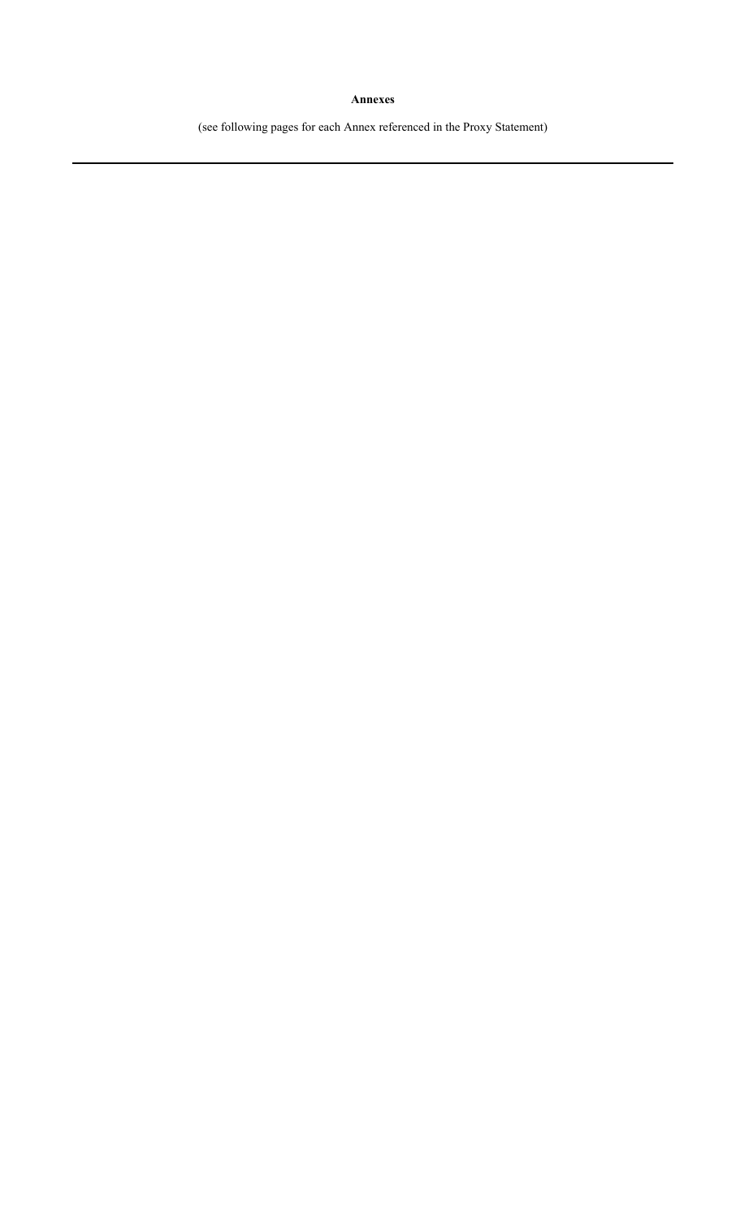**Annexes**

(see following pages for each Annex referenced in the Proxy Statement)

---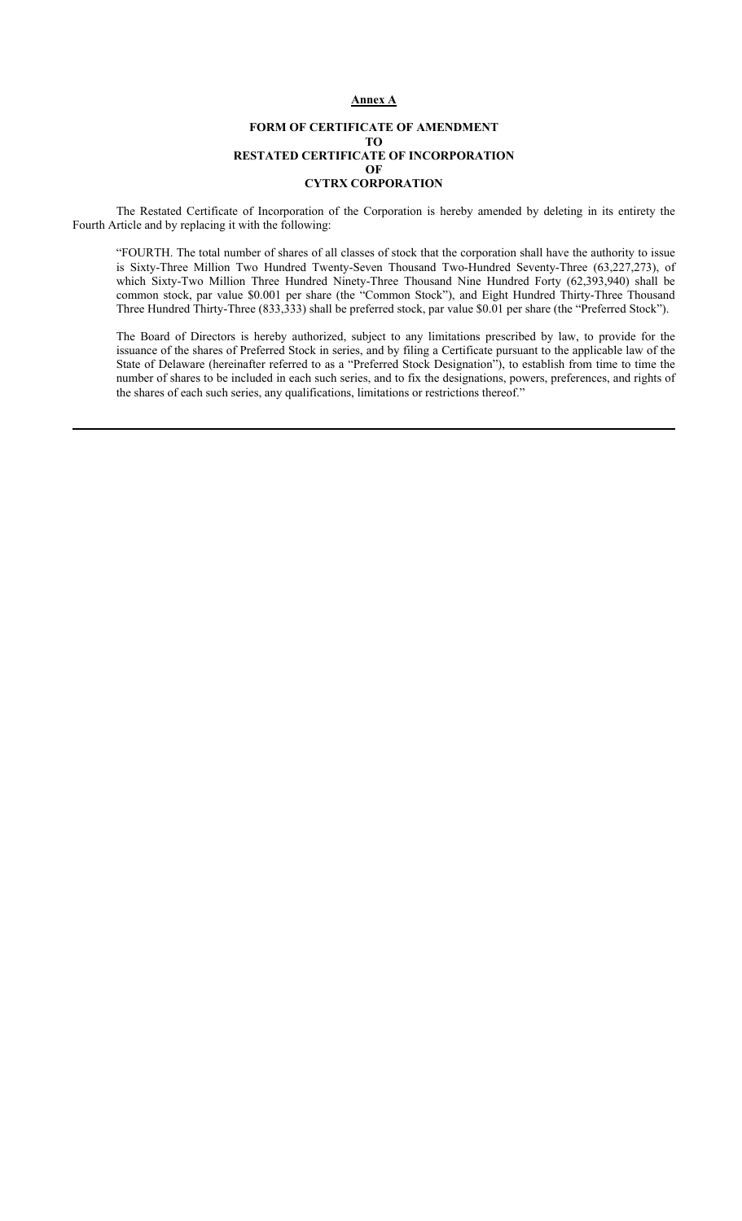**Annex A**

**FORM OF CERTIFICATE OF AMENDMENT**
**TO**
**RESTATED CERTIFICATE OF INCORPORATION**
**OF**
**CYTRX CORPORATION**

The Restated Certificate of Incorporation of the Corporation is hereby amended by deleting in its entirety the Fourth Article and by replacing it with the following:

> "FOURTH. The total number of shares of all classes of stock that the corporation shall have the authority to issue is Sixty-Three Million Two Hundred Twenty-Seven Thousand Two-Hundred Seventy-Three (63,227,273), of which Sixty-Two Million Three Hundred Ninety-Three Thousand Nine Hundred Forty (62,393,940) shall be common stock, par value $0.001 per share (the "Common Stock"), and Eight Hundred Thirty-Three Thousand Three Hundred Thirty-Three (833,333) shall be preferred stock, par value $0.01 per share (the "Preferred Stock").
>
> The Board of Directors is hereby authorized, subject to any limitations prescribed by law, to provide for the issuance of the shares of Preferred Stock in series, and by filing a Certificate pursuant to the applicable law of the State of Delaware (hereinafter referred to as a "Preferred Stock Designation"), to establish from time to time the number of shares to be included in each such series, and to fix the designations, powers, preferences, and rights of the shares of each such series, any qualifications, limitations or restrictions thereof."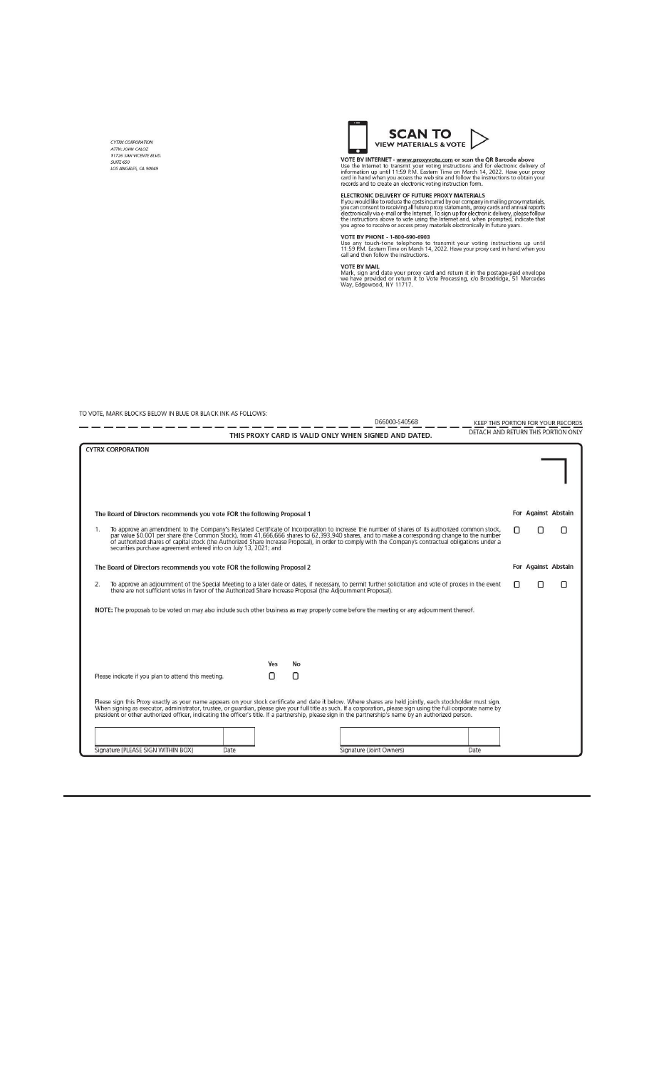CYTRX CORPORATION
ATTN: JOHN CALOZ
11726 SAN VICENTE BLVD.
SUITE 650
LOS ANGELES, CA 90049

**SCAN TO**
**VIEW MATERIALS & VOTE**

**VOTE BY INTERNET - www.proxyvote.com or scan the QR Barcode above**
Use the Internet to transmit your voting instructions and for electronic delivery of information up until 11:59 P.M. Eastern Time on March 14, 2022. Have your proxy card in hand when you access the web site and follow the instructions to obtain your records and to create an electronic voting instruction form.

**ELECTRONIC DELIVERY OF FUTURE PROXY MATERIALS**
If you would like to reduce the costs incurred by our company in mailing proxy materials, you can consent to receiving all future proxy statements, proxy cards and annual reports electronically via e-mail or the Internet. To sign up for electronic delivery, please follow the instructions above to vote using the Internet and, when prompted, indicate that you agree to receive or access proxy materials electronically in future years.

**VOTE BY PHONE - 1-800-690-6903**
Use any touch-tone telephone to transmit your voting instructions up until 11:59 P.M. Eastern Time on March 14, 2022. Have your proxy card in hand when you call and then follow the instructions.

**VOTE BY MAIL**
Mark, sign and date your proxy card and return it in the postage-paid envelope we have provided or return it to Vote Processing, c/o Broadridge, 51 Mercedes Way, Edgewood, NY 11717.

TO VOTE, MARK BLOCKS BELOW IN BLUE OR BLACK INK AS FOLLOWS:

D66000-S40568

KEEP THIS PORTION FOR YOUR RECORDS

**THIS PROXY CARD IS VALID ONLY WHEN SIGNED AND DATED.**

DETACH AND RETURN THIS PORTION ONLY

**CYTRX CORPORATION**

**The Board of Directors recommends you vote FOR the following Proposal 1**

| | For | Against | Abstain |
|---|---|---|---|
| 1. To approve an amendment to the Company's Restated Certificate of Incorporation to increase the number of shares of its authorized common stock, par value $0.001 per share (the Common Stock), from 41,666,666 shares to 62,393,940 shares, and to make a corresponding change to the number of authorized shares of capital stock (the Authorized Share Increase Proposal), in order to comply with the Company's contractual obligations under a securities purchase agreement entered into on July 13, 2021; and | ☐ | ☐ | ☐ |

**The Board of Directors recommends you vote FOR the following Proposal 2**

| | For | Against | Abstain |
|---|---|---|---|
| 2. To approve an adjournment of the Special Meeting to a later date or dates, if necessary, to permit further solicitation and vote of proxies in the event there are not sufficient votes in favor of the Authorized Share Increase Proposal (the Adjournment Proposal). | ☐ | ☐ | ☐ |

**NOTE:** The proposals to be voted on may also include such other business as may properly come before the meeting or any adjournment thereof.

| | Yes | No |
|---|---|---|
| Please indicate if you plan to attend this meeting. | ☐ | ☐ |

Please sign this Proxy exactly as your name appears on your stock certificate and date it below. Where shares are held jointly, each stockholder must sign. When signing as executor, administrator, trustee, or guardian, please give your full title as such. If a corporation, please sign using the full corporate name by president or other authorized officer, indicating the officer's title. If a partnership, please sign in the partnership's name by an authorized person.

| | | | |
|---|---|---|---|
| Signature [PLEASE SIGN WITHIN BOX] | Date | Signature (Joint Owners) | Date |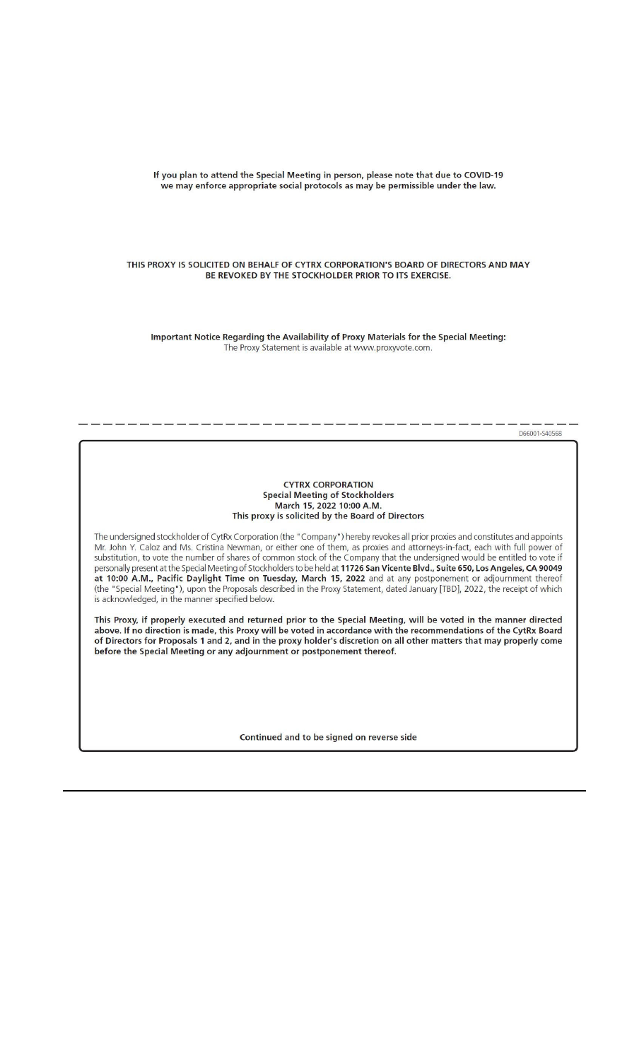**If you plan to attend the Special Meeting in person, please note that due to COVID-19 we may enforce appropriate social protocols as may be permissible under the law.**

**THIS PROXY IS SOLICITED ON BEHALF OF CYTRX CORPORATION'S BOARD OF DIRECTORS AND MAY BE REVOKED BY THE STOCKHOLDER PRIOR TO ITS EXERCISE.**

**Important Notice Regarding the Availability of Proxy Materials for the Special Meeting:**
The Proxy Statement is available at www.proxyvote.com.

---

D66001-S40568

**CYTRX CORPORATION**
**Special Meeting of Stockholders**
**March 15, 2022 10:00 A.M.**
**This proxy is solicited by the Board of Directors**

The undersigned stockholder of CytRx Corporation (the "Company") hereby revokes all prior proxies and constitutes and appoints Mr. John Y. Caloz and Ms. Cristina Newman, or either one of them, as proxies and attorneys-in-fact, each with full power of substitution, to vote the number of shares of common stock of the Company that the undersigned would be entitled to vote if personally present at the Special Meeting of Stockholders to be held at **11726 San Vicente Blvd., Suite 650, Los Angeles, CA 90049 at 10:00 A.M., Pacific Daylight Time on Tuesday, March 15, 2022** and at any postponement or adjournment thereof (the "Special Meeting"), upon the Proposals described in the Proxy Statement, dated January [TBD], 2022, the receipt of which is acknowledged, in the manner specified below.

**This Proxy, if properly executed and returned prior to the Special Meeting, will be voted in the manner directed above. If no direction is made, this Proxy will be voted in accordance with the recommendations of the CytRx Board of Directors for Proposals 1 and 2, and in the proxy holder's discretion on all other matters that may properly come before the Special Meeting or any adjournment or postponement thereof.**

**Continued and to be signed on reverse side**